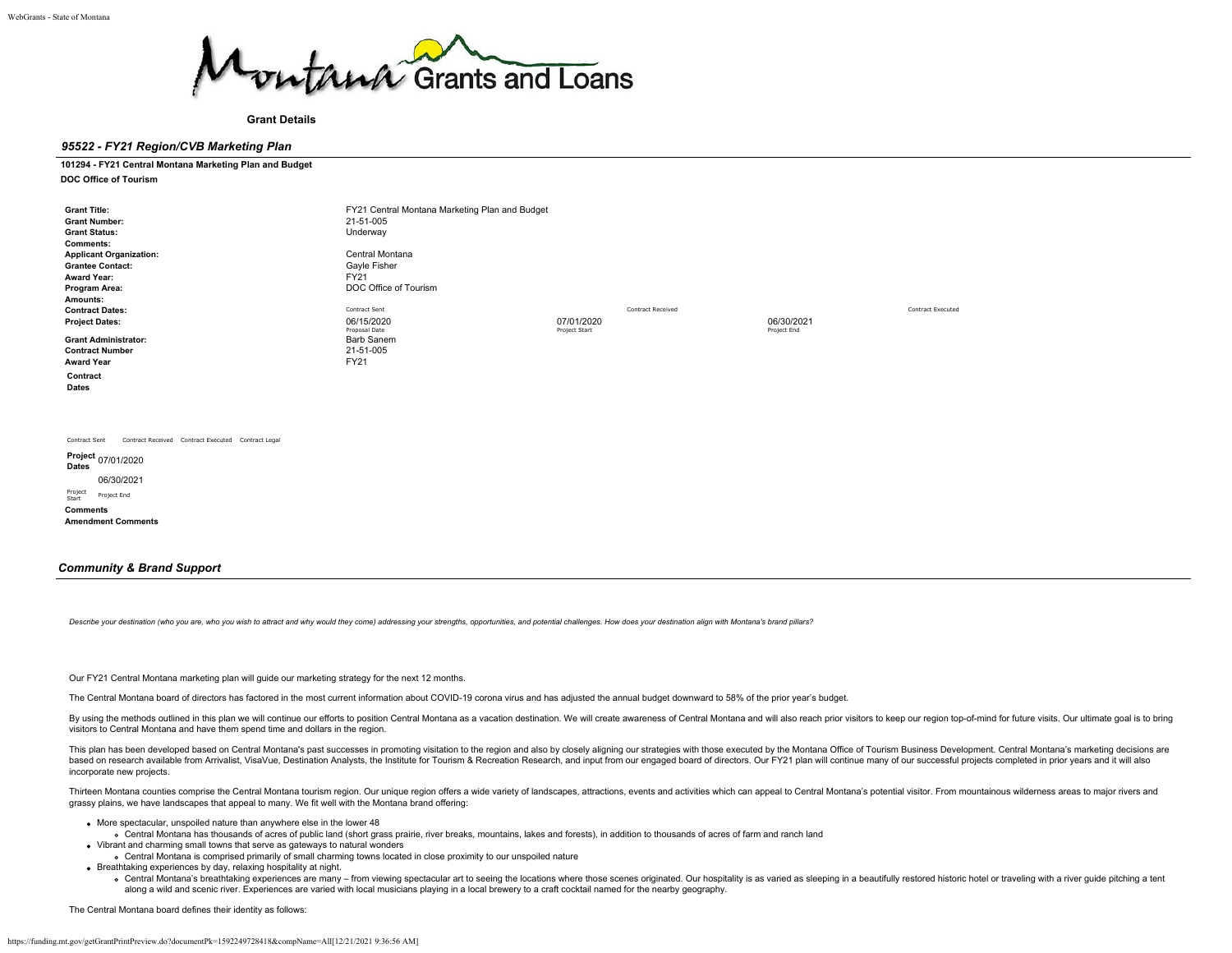Montana Grants and Loans

**Grant Details**

## *95522 - FY21 Region/CVB Marketing Plan*

**101294 - FY21 Central Montana Marketing Plan and Budget**

**DOC Office of Tourism**

| | | | |
|---|---|---|---|
| **Grant Title:** | FY21 Central Montana Marketing Plan and Budget | | |
| **Grant Number:** | 21-51-005 | | |
| **Grant Status:** | Underway | | |
| **Comments:** | | | |
| **Applicant Organization:** | Central Montana | | |
| **Grantee Contact:** | Gayle Fisher | | |
| **Award Year:** | FY21 | | |
| **Program Area:** | DOC Office of Tourism | | |
| **Amounts:** | | | |
| **Contract Dates:** | Contract Sent | Contract Received | Contract Executed |
| **Project Dates:** | 06/15/2020 Proposal Date | 07/01/2020 Project Start | 06/30/2021 Project End |
| **Grant Administrator:** | Barb Sanem | | |
| **Contract Number** | 21-51-005 | | |
| **Award Year** | FY21 | | |

**Contract Dates**

Contract Sent | Contract Received | Contract Executed | Contract Legal

**Project Dates** 07/01/2020 (Project Start) 06/30/2021 (Project End)

**Comments**

**Amendment Comments**

## *Community & Brand Support*

*Describe your destination (who you are, who you wish to attract and why would they come) addressing your strengths, opportunities, and potential challenges. How does your destination align with Montana's brand pillars?*

Our FY21 Central Montana marketing plan will guide our marketing strategy for the next 12 months.

The Central Montana board of directors has factored in the most current information about COVID-19 corona virus and has adjusted the annual budget downward to 58% of the prior year's budget.

By using the methods outlined in this plan we will continue our efforts to position Central Montana as a vacation destination. We will create awareness of Central Montana and will also reach prior visitors to keep our region top-of-mind for future visits. Our ultimate goal is to bring visitors to Central Montana and have them spend time and dollars in the region.

This plan has been developed based on Central Montana's past successes in promoting visitation to the region and also by closely aligning our strategies with those executed by the Montana Office of Tourism Business Development. Central Montana's marketing decisions are based on research available from Arrivalist, VisaVue, Destination Analysts, the Institute for Tourism & Recreation Research, and input from our engaged board of directors. Our FY21 plan will continue many of our successful projects completed in prior years and it will also incorporate new projects.

Thirteen Montana counties comprise the Central Montana tourism region. Our unique region offers a wide variety of landscapes, attractions, events and activities which can appeal to Central Montana's potential visitor. From mountainous wilderness areas to major rivers and grassy plains, we have landscapes that appeal to many. We fit well with the Montana brand offering:

- More spectacular, unspoiled nature than anywhere else in the lower 48
  - Central Montana has thousands of acres of public land (short grass prairie, river breaks, mountains, lakes and forests), in addition to thousands of acres of farm and ranch land
- Vibrant and charming small towns that serve as gateways to natural wonders
  - Central Montana is comprised primarily of small charming towns located in close proximity to our unspoiled nature
- Breathtaking experiences by day, relaxing hospitality at night.
  - Central Montana's breathtaking experiences are many – from viewing spectacular art to seeing the locations where those scenes originated. Our hospitality is as varied as sleeping in a beautifully restored historic hotel or traveling with a river guide pitching a tent along a wild and scenic river. Experiences are varied with local musicians playing in a local brewery to a craft cocktail named for the nearby geography.

The Central Montana board defines their identity as follows: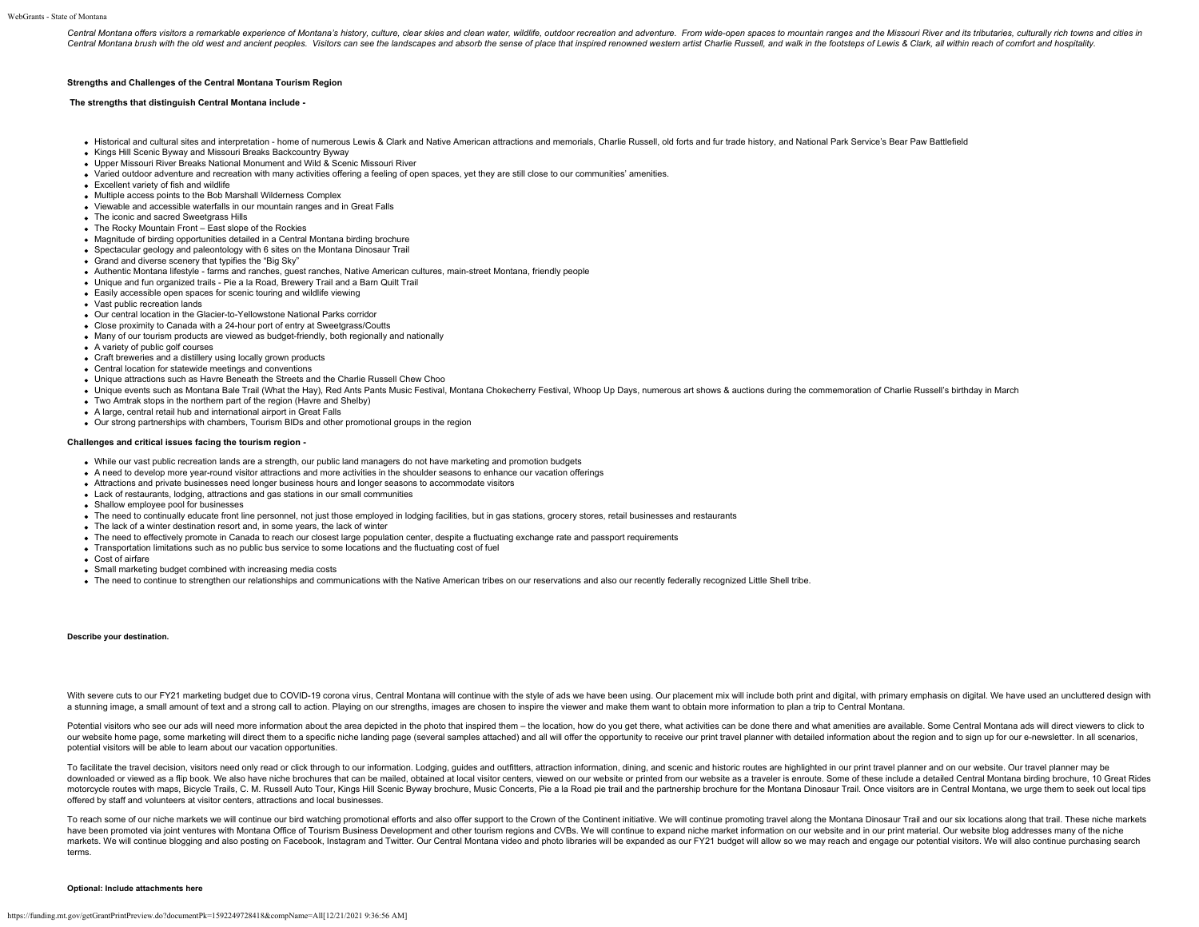*Central Montana offers visitors a remarkable experience of Montana's history, culture, clear skies and clean water, wildlife, outdoor recreation and adventure. From wide-open spaces to mountain ranges and the Missouri River and its tributaries, culturally rich towns and cities in Central Montana brush with the old west and ancient peoples. Visitors can see the landscapes and absorb the sense of place that inspired renowned western artist Charlie Russell, and walk in the footsteps of Lewis & Clark, all within reach of comfort and hospitality.*

**Strengths and Challenges of the Central Montana Tourism Region**

**The strengths that distinguish Central Montana include -**

- Historical and cultural sites and interpretation - home of numerous Lewis & Clark and Native American attractions and memorials, Charlie Russell, old forts and fur trade history, and National Park Service's Bear Paw Battlefield
- Kings Hill Scenic Byway and Missouri Breaks Backcountry Byway
- Upper Missouri River Breaks National Monument and Wild & Scenic Missouri River
- Varied outdoor adventure and recreation with many activities offering a feeling of open spaces, yet they are still close to our communities' amenities.
- Excellent variety of fish and wildlife
- Multiple access points to the Bob Marshall Wilderness Complex
- Viewable and accessible waterfalls in our mountain ranges and in Great Falls
- The iconic and sacred Sweetgrass Hills
- The Rocky Mountain Front – East slope of the Rockies
- Magnitude of birding opportunities detailed in a Central Montana birding brochure
- Spectacular geology and paleontology with 6 sites on the Montana Dinosaur Trail
- Grand and diverse scenery that typifies the "Big Sky"
- Authentic Montana lifestyle - farms and ranches, guest ranches, Native American cultures, main-street Montana, friendly people
- Unique and fun organized trails - Pie a la Road, Brewery Trail and a Barn Quilt Trail
- Easily accessible open spaces for scenic touring and wildlife viewing
- Vast public recreation lands
- Our central location in the Glacier-to-Yellowstone National Parks corridor
- Close proximity to Canada with a 24-hour port of entry at Sweetgrass/Coutts
- Many of our tourism products are viewed as budget-friendly, both regionally and nationally
- A variety of public golf courses
- Craft breweries and a distillery using locally grown products
- Central location for statewide meetings and conventions
- Unique attractions such as Havre Beneath the Streets and the Charlie Russell Chew Choo
- Unique events such as Montana Bale Trail (What the Hay), Red Ants Pants Music Festival, Montana Chokecherry Festival, Whoop Up Days, numerous art shows & auctions during the commemoration of Charlie Russell's birthday in March
- Two Amtrak stops in the northern part of the region (Havre and Shelby)
- A large, central retail hub and international airport in Great Falls
- Our strong partnerships with chambers, Tourism BIDs and other promotional groups in the region

**Challenges and critical issues facing the tourism region -**

- While our vast public recreation lands are a strength, our public land managers do not have marketing and promotion budgets
- A need to develop more year-round visitor attractions and more activities in the shoulder seasons to enhance our vacation offerings
- Attractions and private businesses need longer business hours and longer seasons to accommodate visitors
- Lack of restaurants, lodging, attractions and gas stations in our small communities
- Shallow employee pool for businesses
- The need to continually educate front line personnel, not just those employed in lodging facilities, but in gas stations, grocery stores, retail businesses and restaurants
- The lack of a winter destination resort and, in some years, the lack of winter
- The need to effectively promote in Canada to reach our closest large population center, despite a fluctuating exchange rate and passport requirements
- Transportation limitations such as no public bus service to some locations and the fluctuating cost of fuel
- Cost of airfare
- Small marketing budget combined with increasing media costs
- The need to continue to strengthen our relationships and communications with the Native American tribes on our reservations and also our recently federally recognized Little Shell tribe.

**Describe your destination.**

With severe cuts to our FY21 marketing budget due to COVID-19 corona virus, Central Montana will continue with the style of ads we have been using. Our placement mix will include both print and digital, with primary emphasis on digital. We have used an uncluttered design with a stunning image, a small amount of text and a strong call to action. Playing on our strengths, images are chosen to inspire the viewer and make them want to obtain more information to plan a trip to Central Montana.

Potential visitors who see our ads will need more information about the area depicted in the photo that inspired them – the location, how do you get there, what activities can be done there and what amenities are available. Some Central Montana ads will direct viewers to click to our website home page, some marketing will direct them to a specific niche landing page (several samples attached) and all will offer the opportunity to receive our print travel planner with detailed information about the region and to sign up for our e-newsletter. In all scenarios, potential visitors will be able to learn about our vacation opportunities.

To facilitate the travel decision, visitors need only read or click through to our information. Lodging, guides and outfitters, attraction information, dining, and scenic and historic routes are highlighted in our print travel planner and on our website. Our travel planner may be downloaded or viewed as a flip book. We also have niche brochures that can be mailed, obtained at local visitor centers, viewed on our website or printed from our website as a traveler is enroute. Some of these include a detailed Central Montana birding brochure, 10 Great Rides motorcycle routes with maps, Bicycle Trails, C. M. Russell Auto Tour, Kings Hill Scenic Byway brochure, Music Concerts, Pie a la Road pie trail and the partnership brochure for the Montana Dinosaur Trail. Once visitors are in Central Montana, we urge them to seek out local tips offered by staff and volunteers at visitor centers, attractions and local businesses.

To reach some of our niche markets we will continue our bird watching promotional efforts and also offer support to the Crown of the Continent initiative. We will continue promoting travel along the Montana Dinosaur Trail and our six locations along that trail. These niche markets have been promoted via joint ventures with Montana Office of Tourism Business Development and other tourism regions and CVBs. We will continue to expand niche market information on our website and in our print material. Our website blog addresses many of the niche markets. We will continue blogging and also posting on Facebook, Instagram and Twitter. Our Central Montana video and photo libraries will be expanded as our FY21 budget will allow so we may reach and engage our potential visitors. We will also continue purchasing search terms.

**Optional: Include attachments here**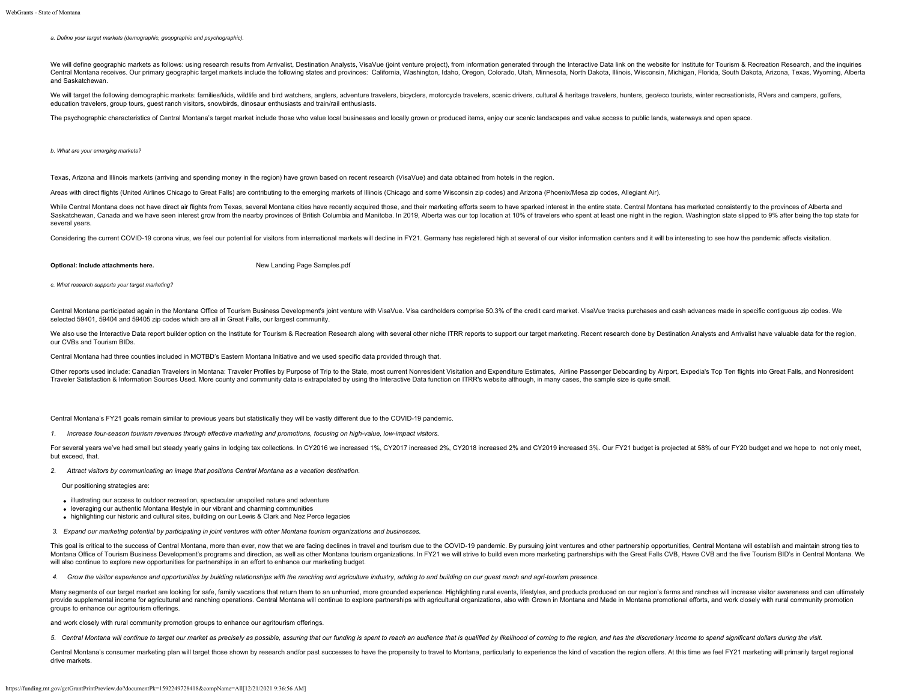*a. Define your target markets (demographic, geopgraphic and psychographic).*

We will define geographic markets as follows: using research results from Arrivalist, Destination Analysts, VisaVue (joint venture project), from information generated through the Interactive Data link on the website for Institute for Tourism & Recreation Research, and the inquiries Central Montana receives. Our primary geographic target markets include the following states and provinces: California, Washington, Idaho, Oregon, Colorado, Utah, Minnesota, North Dakota, Illinois, Wisconsin, Michigan, Florida, South Dakota, Arizona, Texas, Wyoming, Alberta and Saskatchewan.

We will target the following demographic markets: families/kids, wildlife and bird watchers, anglers, adventure travelers, bicyclers, motorcycle travelers, scenic drivers, cultural & heritage travelers, hunters, geo/eco tourists, winter recreationists, RVers and campers, golfers, education travelers, group tours, guest ranch visitors, snowbirds, dinosaur enthusiasts and train/rail enthusiasts.

The psychographic characteristics of Central Montana's target market include those who value local businesses and locally grown or produced items, enjoy our scenic landscapes and value access to public lands, waterways and open space.

*b. What are your emerging markets?*

Texas, Arizona and Illinois markets (arriving and spending money in the region) have grown based on recent research (VisaVue) and data obtained from hotels in the region.

Areas with direct flights (United Airlines Chicago to Great Falls) are contributing to the emerging markets of Illinois (Chicago and some Wisconsin zip codes) and Arizona (Phoenix/Mesa zip codes, Allegiant Air).

While Central Montana does not have direct air flights from Texas, several Montana cities have recently acquired those, and their marketing efforts seem to have sparked interest in the entire state. Central Montana has marketed consistently to the provinces of Alberta and Saskatchewan, Canada and we have seen interest grow from the nearby provinces of British Columbia and Manitoba. In 2019, Alberta was our top location at 10% of travelers who spent at least one night in the region. Washington state slipped to 9% after being the top state for several years.

Considering the current COVID-19 corona virus, we feel our potential for visitors from international markets will decline in FY21. Germany has registered high at several of our visitor information centers and it will be interesting to see how the pandemic affects visitation.

**Optional: Include attachments here.** New Landing Page Samples.pdf

*c. What research supports your target marketing?*

Central Montana participated again in the Montana Office of Tourism Business Development's joint venture with VisaVue. Visa cardholders comprise 50.3% of the credit card market. VisaVue tracks purchases and cash advances made in specific contiguous zip codes. We selected 59401, 59404 and 59405 zip codes which are all in Great Falls, our largest community.

We also use the Interactive Data report builder option on the Institute for Tourism & Recreation Research along with several other niche ITRR reports to support our target marketing. Recent research done by Destination Analysts and Arrivalist have valuable data for the region, our CVBs and Tourism BIDs.

Central Montana had three counties included in MOTBD's Eastern Montana Initiative and we used specific data provided through that.

Other reports used include: Canadian Travelers in Montana: Traveler Profiles by Purpose of Trip to the State, most current Nonresident Visitation and Expenditure Estimates, Airline Passenger Deboarding by Airport, Expedia's Top Ten flights into Great Falls, and Nonresident Traveler Satisfaction & Information Sources Used. More county and community data is extrapolated by using the Interactive Data function on ITRR's website although, in many cases, the sample size is quite small.

Central Montana's FY21 goals remain similar to previous years but statistically they will be vastly different due to the COVID-19 pandemic.

1. *Increase four-season tourism revenues through effective marketing and promotions, focusing on high-value, low-impact visitors.*

For several years we've had small but steady yearly gains in lodging tax collections. In CY2016 we increased 1%, CY2017 increased 2%, CY2018 increased 2% and CY2019 increased 3%. Our FY21 budget is projected at 58% of our FY20 budget and we hope to not only meet, but exceed, that.

2. *Attract visitors by communicating an image that positions Central Montana as a vacation destination.*

Our positioning strategies are:

- illustrating our access to outdoor recreation, spectacular unspoiled nature and adventure
- leveraging our authentic Montana lifestyle in our vibrant and charming communities
- highlighting our historic and cultural sites, building on our Lewis & Clark and Nez Perce legacies

3. *Expand our marketing potential by participating in joint ventures with other Montana tourism organizations and businesses.*

This goal is critical to the success of Central Montana, more than ever, now that we are facing declines in travel and tourism due to the COVID-19 pandemic. By pursuing joint ventures and other partnership opportunities, Central Montana will establish and maintain strong ties to Montana Office of Tourism Business Development's programs and direction, as well as other Montana tourism organizations. In FY21 we will strive to build even more marketing partnerships with the Great Falls CVB, Havre CVB and the five Tourism BID's in Central Montana. We will also continue to explore new opportunities for partnerships in an effort to enhance our marketing budget.

4. *Grow the visitor experience and opportunities by building relationships with the ranching and agriculture industry, adding to and building on our guest ranch and agri-tourism presence.*

Many segments of our target market are looking for safe, family vacations that return them to an unhurried, more grounded experience. Highlighting rural events, lifestyles, and products produced on our region's farms and ranches will increase visitor awareness and can ultimately provide supplemental income for agricultural and ranching operations. Central Montana will continue to explore partnerships with agricultural organizations, also with Grown in Montana and Made in Montana promotional efforts, and work closely with rural community promotion groups to enhance our agritourism offerings.

and work closely with rural community promotion groups to enhance our agritourism offerings.

5. *Central Montana will continue to target our market as precisely as possible, assuring that our funding is spent to reach an audience that is qualified by likelihood of coming to the region, and has the discretionary income to spend significant dollars during the visit.*

Central Montana's consumer marketing plan will target those shown by research and/or past successes to have the propensity to travel to Montana, particularly to experience the kind of vacation the region offers. At this time we feel FY21 marketing will primarily target regional drive markets.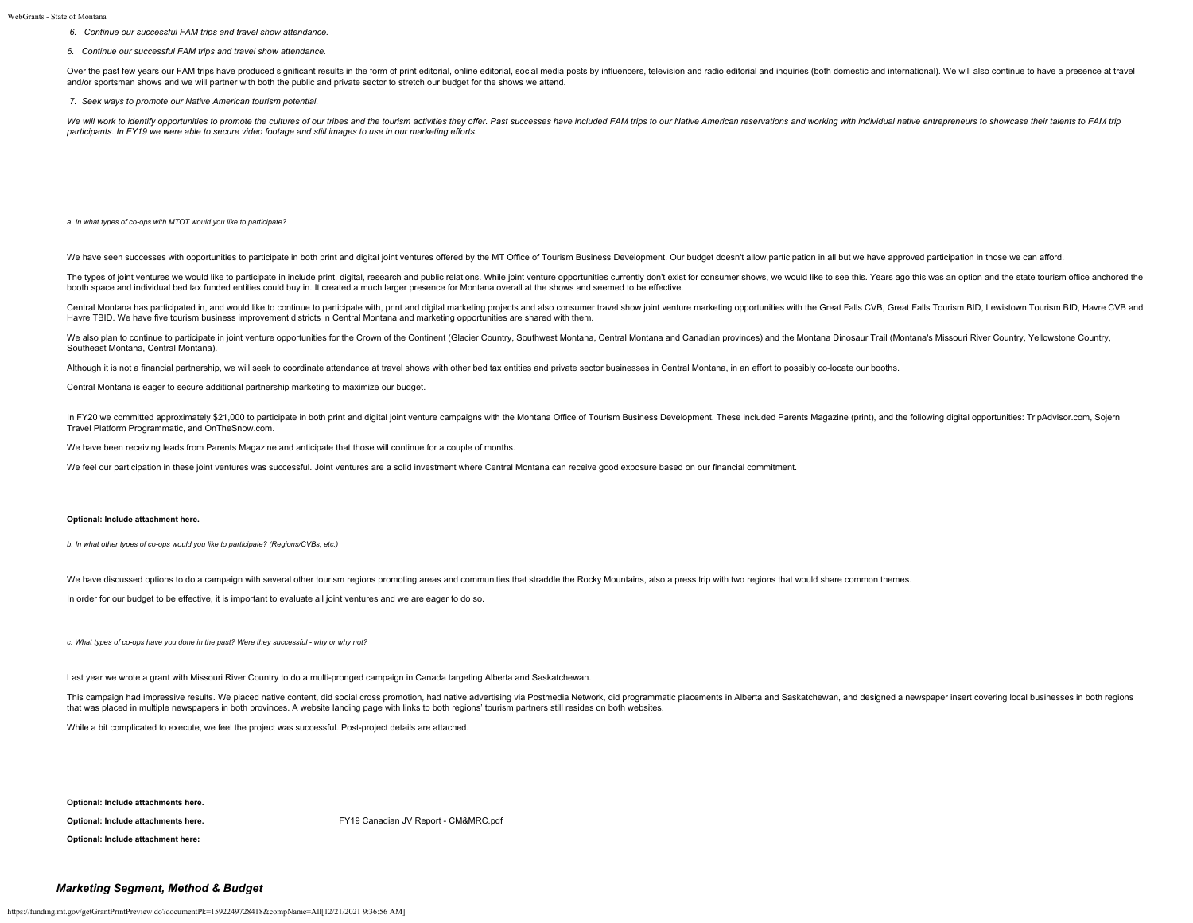*6. Continue our successful FAM trips and travel show attendance.*

*6. Continue our successful FAM trips and travel show attendance.*

Over the past few years our FAM trips have produced significant results in the form of print editorial, online editorial, social media posts by influencers, television and radio editorial and inquiries (both domestic and international). We will also continue to have a presence at travel and/or sportsman shows and we will partner with both the public and private sector to stretch our budget for the shows we attend.

*7. Seek ways to promote our Native American tourism potential.*

*We will work to identify opportunities to promote the cultures of our tribes and the tourism activities they offer. Past successes have included FAM trips to our Native American reservations and working with individual native entrepreneurs to showcase their talents to FAM trip participants. In FY19 we were able to secure video footage and still images to use in our marketing efforts.*

*a. In what types of co-ops with MTOT would you like to participate?*

We have seen successes with opportunities to participate in both print and digital joint ventures offered by the MT Office of Tourism Business Development. Our budget doesn't allow participation in all but we have approved participation in those we can afford.

The types of joint ventures we would like to participate in include print, digital, research and public relations. While joint venture opportunities currently don't exist for consumer shows, we would like to see this. Years ago this was an option and the state tourism office anchored the booth space and individual bed tax funded entities could buy in. It created a much larger presence for Montana overall at the shows and seemed to be effective.

Central Montana has participated in, and would like to continue to participate with, print and digital marketing projects and also consumer travel show joint venture marketing opportunities with the Great Falls CVB, Great Falls Tourism BID, Lewistown Tourism BID, Havre CVB and Havre TBID. We have five tourism business improvement districts in Central Montana and marketing opportunities are shared with them.

We also plan to continue to participate in joint venture opportunities for the Crown of the Continent (Glacier Country, Southwest Montana, Central Montana and Canadian provinces) and the Montana Dinosaur Trail (Montana's Missouri River Country, Yellowstone Country, Southeast Montana, Central Montana).

Although it is not a financial partnership, we will seek to coordinate attendance at travel shows with other bed tax entities and private sector businesses in Central Montana, in an effort to possibly co-locate our booths.

Central Montana is eager to secure additional partnership marketing to maximize our budget.

In FY20 we committed approximately $21,000 to participate in both print and digital joint venture campaigns with the Montana Office of Tourism Business Development. These included Parents Magazine (print), and the following digital opportunities: TripAdvisor.com, Sojern Travel Platform Programmatic, and OnTheSnow.com.

We have been receiving leads from Parents Magazine and anticipate that those will continue for a couple of months.

We feel our participation in these joint ventures was successful. Joint ventures are a solid investment where Central Montana can receive good exposure based on our financial commitment.

**Optional: Include attachment here.**

*b. In what other types of co-ops would you like to participate? (Regions/CVBs, etc.)*

We have discussed options to do a campaign with several other tourism regions promoting areas and communities that straddle the Rocky Mountains, also a press trip with two regions that would share common themes.

In order for our budget to be effective, it is important to evaluate all joint ventures and we are eager to do so.

*c. What types of co-ops have you done in the past? Were they successful - why or why not?*

Last year we wrote a grant with Missouri River Country to do a multi-pronged campaign in Canada targeting Alberta and Saskatchewan.

This campaign had impressive results. We placed native content, did social cross promotion, had native advertising via Postmedia Network, did programmatic placements in Alberta and Saskatchewan, and designed a newspaper insert covering local businesses in both regions that was placed in multiple newspapers in both provinces. A website landing page with links to both regions' tourism partners still resides on both websites.

While a bit complicated to execute, we feel the project was successful. Post-project details are attached.

**Optional: Include attachments here.**

**Optional: Include attachments here.** FY19 Canadian JV Report - CM&MRC.pdf

**Optional: Include attachment here:**

## *Marketing Segment, Method & Budget*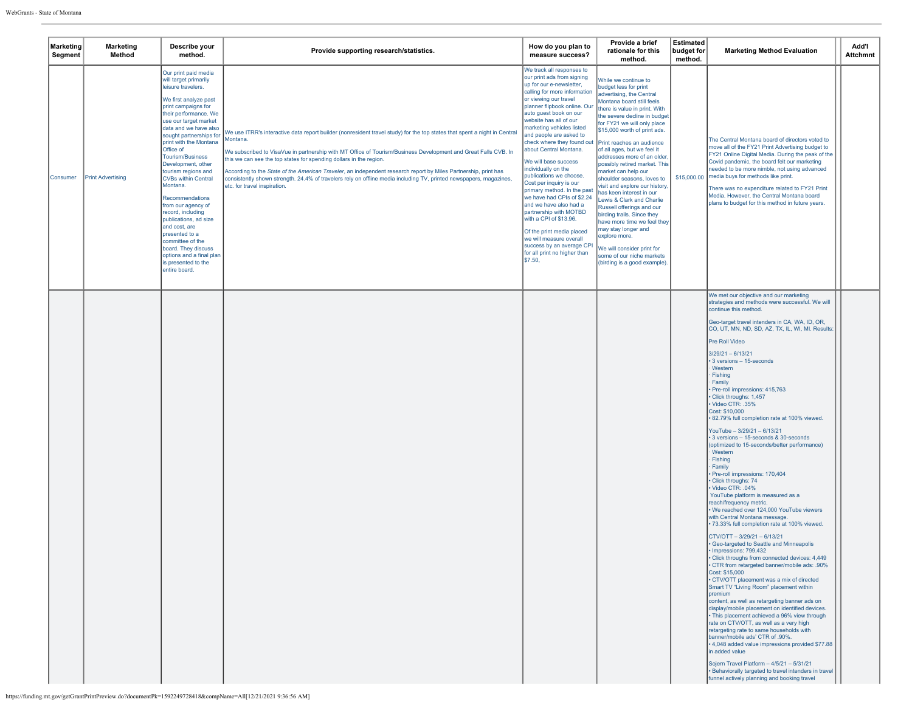| Marketing Segment | Marketing Method | Describe your method. | Provide supporting research/statistics. | How do you plan to measure success? | Provide a brief rationale for this method. | Estimated budget for method. | Marketing Method Evaluation | Add'l Attchmnt |
|---|---|---|---|---|---|---|---|---|
| Consumer | Print Advertising | Our print paid media will target primarily leisure travelers.<br><br>We first analyze past print campaigns for their performance. We use our target market data and we have also sought partnerships for print with the Montana Office of Tourism/Business Development, other tourism regions and CVBs within Central Montana.<br><br>Recommendations from our agency of record, including publications, ad size and cost, are presented to a committee of the board. They discuss options and a final plan is presented to the entire board. | We use ITRR's interactive data report builder (nonresident travel study) for the top states that spent a night in Central Montana.<br><br>We subscribed to VisaVue in partnership with MT Office of Tourism/Business Development and Great Falls CVB. In this we can see the top states for spending dollars in the region.<br><br>According to the *State of the American Traveler*, an independent research report by Miles Partnership, print has consistently shown strength. 24.4% of travelers rely on offline media including TV, printed newspapers, magazines, etc. for travel inspiration. | We track all responses to our print ads from signing up for our e-newsletter, calling for more information or viewing our travel planner flipbook online. Our auto guest book on our website has all of our marketing vehicles listed and people are asked to check where they found out about Central Montana.<br><br>We will base success individually on the publications we choose. Cost per inquiry is our primary method. In the past we have had CPIs of $2.24 and we have also had a partnership with MOTBD with a CPI of $13.96.<br><br>Of the print media placed we will measure overall success by an average CPI for all print no higher than $7.50. | While we continue to budget less for print advertising, the Central Montana board still feels there is value in print. With the severe decline in budget for FY21 we will only place $15,000 worth of print ads.<br><br>Print reaches an audience of all ages, but we feel it addresses more of an older, possibly retired market. This market can help our shoulder seasons, loves to visit and explore our history, has keen interest in our Lewis & Clark and Charlie Russell offerings and our birding trails. Since they have more time we feel they may stay longer and explore more.<br><br>We will consider print for some of our niche markets (birding is a good example). | $15,000.00 | The Central Montana board of directors voted to move all of the FY21 Print Advertising budget to FY21 Online Digital Media. During the peak of the Covid pandemic, the board felt our marketing needed to be more nimble, not using advanced media buys for methods like print.<br><br>There was no expenditure related to FY21 Print Media. However, the Central Montana board plans to budget for this method in future years. | |
| | | | | | | | We met our objective and our marketing strategies and methods were successful. We will continue this method.<br><br>Geo-target travel intenders in CA, WA, ID, OR, CO, UT, MN, ND, SD, AZ, TX, IL, WI, MI. Results:<br><br>Pre Roll Video<br><br>3/29/21 – 6/13/21<br>• 3 versions – 15-seconds<br>· Western<br>· Fishing<br>· Family<br>• Pre-roll impressions: 415,763<br>• Click throughs: 1,457<br>• Video CTR: .35%<br>Cost: $10,000<br>• 82.79% full completion rate at 100% viewed.<br><br>YouTube – 3/29/21 – 6/13/21<br>• 3 versions – 15-seconds & 30-seconds (optimized to 15-seconds/better performance)<br>· Western<br>· Fishing<br>· Family<br>• Pre-roll impressions: 170,404<br>• Click throughs: 74<br>• Video CTR: .04%<br>YouTube platform is measured as a reach/frequency metric.<br>• We reached over 124,000 YouTube viewers with Central Montana message.<br>• 73.33% full completion rate at 100% viewed.<br><br>CTV/OTT – 3/29/21 – 6/13/21<br>• Geo-targeted to Seattle and Minneapolis<br>• Impressions: 799,432<br>• Click throughs from connected devices: 4,449<br>• CTR from retargeted banner/mobile ads: .90%<br>Cost: $15,000<br>• CTV/OTT placement was a mix of directed Smart TV "Living Room" placement within premium content, as well as retargeting banner ads on display/mobile placement on identified devices.<br>• This placement achieved a 96% view through rate on CTV/OTT, as well as a very high retargeting rate to same households with banner/mobile ads' CTR of .90%.<br>• 4,048 added value impressions provided $77.88 in added value<br><br>Sojern Travel Platform – 4/5/21 – 5/31/21<br>• Behaviorally targeted to travel intenders in travel funnel actively planning and booking travel | |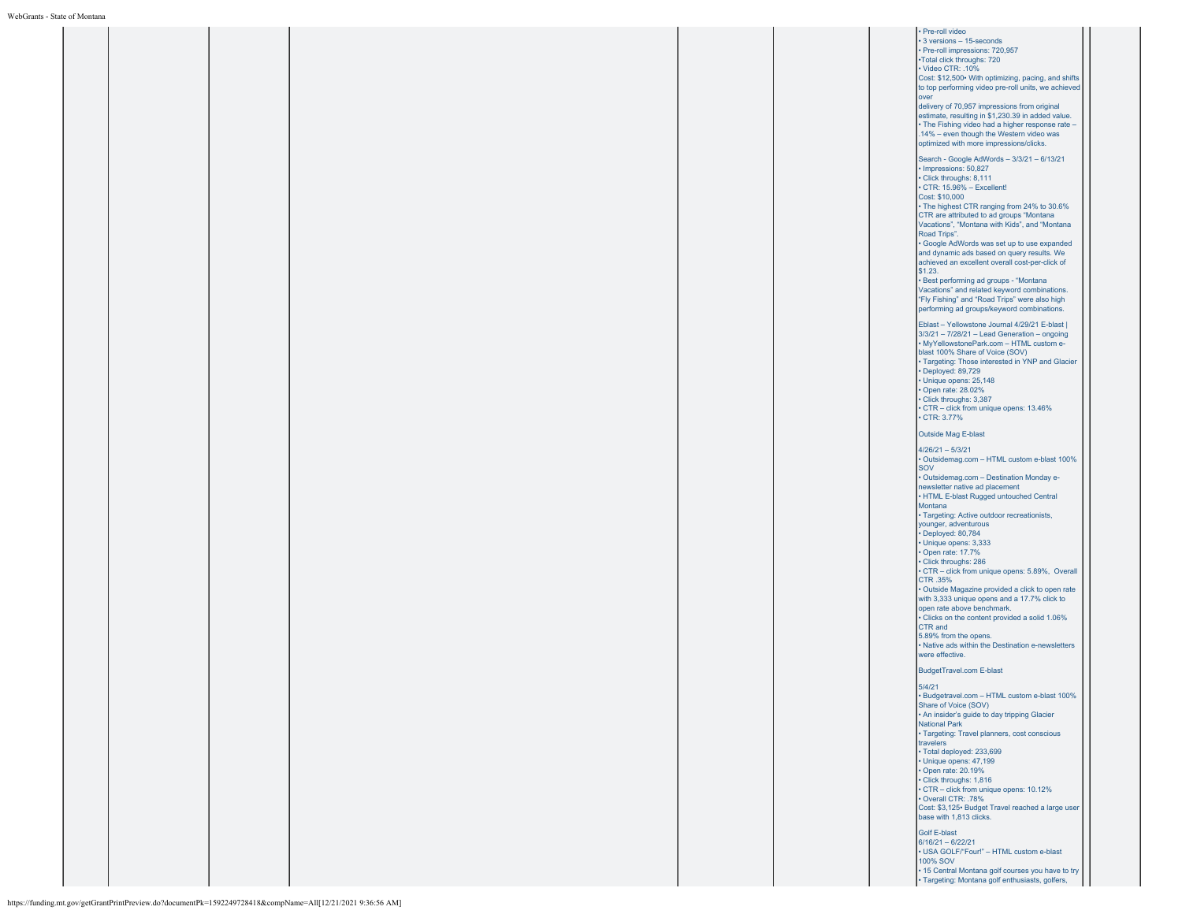| | | | | | | | | |
|---|---|---|---|---|---|---|---|---|
| | | | | | | • Pre-roll video<br>• 3 versions – 15-seconds<br>• Pre-roll impressions: 720,957<br>•Total click throughs: 720<br>• Video CTR: .10%<br>Cost: $12,500• With optimizing, pacing, and shifts to top performing video pre-roll units, we achieved over<br>delivery of 70,957 impressions from original estimate, resulting in $1,230.39 in added value.<br>• The Fishing video had a higher response rate – .14% – even though the Western video was optimized with more impressions/clicks.<br><br>Search - Google AdWords – 3/3/21 – 6/13/21<br>• Impressions: 50,827<br>• Click throughs: 8,111<br>• CTR: 15.96% – Excellent!<br>Cost: $10,000<br>• The highest CTR ranging from 24% to 30.6% CTR are attributed to ad groups "Montana Vacations", "Montana with Kids", and "Montana Road Trips".<br>• Google AdWords was set up to use expanded and dynamic ads based on query results. We achieved an excellent overall cost-per-click of $1.23.<br>• Best performing ad groups - "Montana Vacations" and related keyword combinations. "Fly Fishing" and "Road Trips" were also high performing ad groups/keyword combinations.<br><br>Eblast – Yellowstone Journal 4/29/21 E-blast \| 3/3/21 – 7/28/21 – Lead Generation – ongoing<br>• MyYellowstonePark.com – HTML custom e-blast 100% Share of Voice (SOV)<br>• Targeting: Those interested in YNP and Glacier<br>• Deployed: 89,729<br>• Unique opens: 25,148<br>• Open rate: 28.02%<br>• Click throughs: 3,387<br>• CTR – click from unique opens: 13.46%<br>• CTR: 3.77%<br><br>Outside Mag E-blast<br><br>4/26/21 – 5/3/21<br>• Outsidemag.com – HTML custom e-blast 100% SOV<br>• Outsidemag.com – Destination Monday e-newsletter native ad placement<br>• HTML E-blast Rugged untouched Central Montana<br>• Targeting: Active outdoor recreationists, younger, adventurous<br>• Deployed: 80,784<br>• Unique opens: 3,333<br>• Open rate: 17.7%<br>• Click throughs: 286<br>• CTR – click from unique opens: 5.89%, Overall CTR .35%<br>• Outside Magazine provided a click to open rate with 3,333 unique opens and a 17.7% click to open rate above benchmark.<br>• Clicks on the content provided a solid 1.06% CTR and<br>5.89% from the opens.<br>• Native ads within the Destination e-newsletters were effective.<br><br>BudgetTravel.com E-blast<br><br>5/4/21<br>• Budgetravel.com – HTML custom e-blast 100% Share of Voice (SOV)<br>• An insider's guide to day tripping Glacier National Park<br>• Targeting: Travel planners, cost conscious travelers<br>• Total deployed: 233,699<br>• Unique opens: 47,199<br>• Open rate: 20.19%<br>• Click throughs: 1,816<br>• CTR – click from unique opens: 10.12%<br>• Overall CTR: .78%<br>Cost: $3,125• Budget Travel reached a large user base with 1,813 clicks.<br><br>Golf E-blast<br>6/16/21 – 6/22/21<br>• USA GOLF/"Four!" – HTML custom e-blast 100% SOV<br>• 15 Central Montana golf courses you have to try<br>• Targeting: Montana golf enthusiasts, golfers, | | |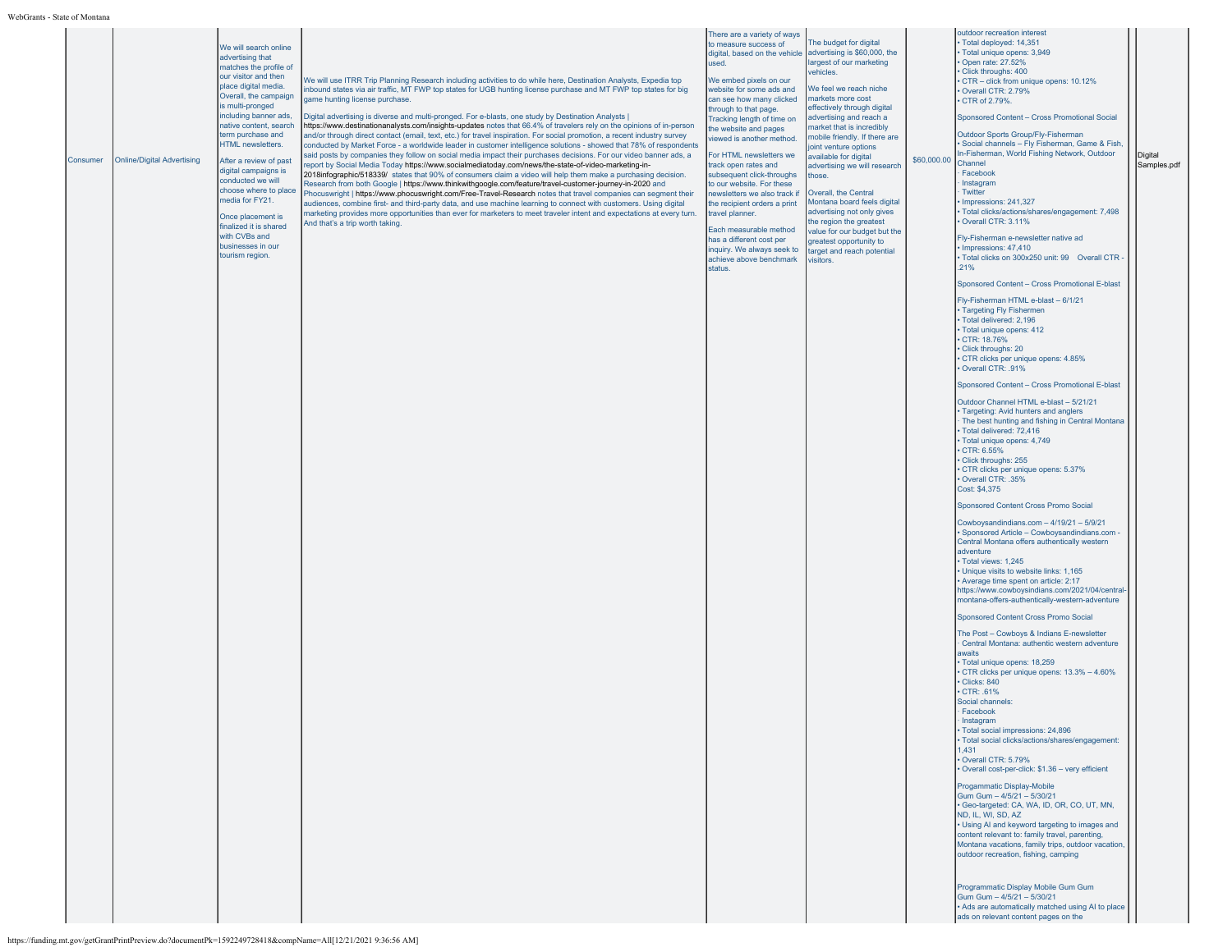| | | | | | | | | |
|---|---|---|---|---|---|---|---|---|
| Consumer | Online/Digital Advertising | We will search online advertising that matches the profile of our visitor and then place digital media. Overall, the campaign is multi-pronged including banner ads, native content, search term purchase and HTML newsletters.<br><br>After a review of past digital campaigns is conducted we will choose where to place media for FY21.<br><br>Once placement is finalized it is shared with CVBs and businesses in our tourism region. | We will use ITRR Trip Planning Research including activities to do while here, Destination Analysts, Expedia top inbound states via air traffic, MT FWP top states for UGB hunting license purchase and MT FWP top states for big game hunting license purchase.<br><br>Digital advertising is diverse and multi-pronged. For e-blasts, one study by Destination Analysts \| https://www.destinationanalysts.com/insights-updates notes that 66.4% of travelers rely on the opinions of in-person and/or through direct contact (email, text, etc.) for travel inspiration. For social promotion, a recent industry survey conducted by Market Force - a worldwide leader in customer intelligence solutions - showed that 78% of respondents said posts by companies they follow on social media impact their purchases decisions. For our video banner ads, a report by Social Media Today https://www.socialmediatoday.com/news/the-state-of-video-marketing-in-2018infographic/518339/ states that 90% of consumers claim a video will help them make a purchasing decision. Research from both Google \| https://www.thinkwithgoogle.com/feature/travel-customer-journey-in-2020 and Phocuswright \| https://www.phocuswright.com/Free-Travel-Research notes that travel companies can segment their audiences, combine first- and third-party data, and use machine learning to connect with customers. Using digital marketing provides more opportunities than ever for marketers to meet traveler intent and expectations at every turn. And that's a trip worth taking. | There are a variety of ways to measure success of digital, based on the vehicle used.<br><br>We embed pixels on our website for some ads and can see how many clicked through to that page. Tracking length of time on the website and pages viewed is another method.<br><br>For HTML newsletters we track open rates and subsequent click-throughs to our website. For these newsletters we also track if the recipient orders a print travel planner.<br><br>Each measurable method has a different cost per inquiry. We always seek to achieve above benchmark status. | The budget for digital advertising is $60,000, the largest of our marketing vehicles.<br><br>We feel we reach niche markets more cost effectively through digital advertising and reach a market that is incredibly mobile friendly. If there are joint venture options available for digital advertising we will research those.<br><br>Overall, the Central Montana board feels digital advertising not only gives the region the greatest value for our budget but the greatest opportunity to target and reach potential visitors. | $60,000.00 | outdoor recreation interest<br>• Total deployed: 14,351<br>• Total unique opens: 3,949<br>• Open rate: 27.52%<br>• Click throughs: 400<br>• CTR – click from unique opens: 10.12%<br>• Overall CTR: 2.79%<br>• CTR of 2.79%.<br><br>Sponsored Content – Cross Promotional Social<br><br>Outdoor Sports Group/Fly-Fisherman<br>• Social channels – Fly Fisherman, Game & Fish, In-Fisherman, World Fishing Network, Outdoor Channel<br>· Facebook<br>· Instagram<br>· Twitter<br>• Impressions: 241,327<br>• Total clicks/actions/shares/engagement: 7,498<br>• Overall CTR: 3.11%<br><br>Fly-Fisherman e-newsletter native ad<br>• Impressions: 47,410<br>• Total clicks on 300x250 unit: 99 Overall CTR - .21%<br><br>Sponsored Content – Cross Promotional E-blast<br><br>Fly-Fisherman HTML e-blast – 6/1/21<br>• Targeting Fly Fishermen<br>• Total delivered: 2,196<br>• Total unique opens: 412<br>• CTR: 18.76%<br>• Click throughs: 20<br>• CTR clicks per unique opens: 4.85%<br>• Overall CTR: .91%<br><br>Sponsored Content – Cross Promotional E-blast<br><br>Outdoor Channel HTML e-blast – 5/21/21<br>• Targeting: Avid hunters and anglers<br>· The best hunting and fishing in Central Montana<br>• Total delivered: 72,416<br>• Total unique opens: 4,749<br>• CTR: 6.55%<br>• Click throughs: 255<br>• CTR clicks per unique opens: 5.37%<br>• Overall CTR: .35%<br>Cost: $4,375<br><br>Sponsored Content Cross Promo Social<br><br>Cowboysandindians.com – 4/19/21 – 5/9/21<br>• Sponsored Article – Cowboysandindians.com - Central Montana offers authentically western adventure<br>• Total views: 1,245<br>• Unique visits to website links: 1,165<br>• Average time spent on article: 2:17<br>https://www.cowboysindians.com/2021/04/central-montana-offers-authentically-western-adventure<br><br>Sponsored Content Cross Promo Social<br><br>The Post – Cowboys & Indians E-newsletter<br>· Central Montana: authentic western adventure awaits<br>• Total unique opens: 18,259<br>• CTR clicks per unique opens: 13.3% – 4.60%<br>• Clicks: 840<br>• CTR: .61%<br>Social channels:<br>· Facebook<br>· Instagram<br>• Total social impressions: 24,896<br>• Total social clicks/actions/shares/engagement: 1,431<br>• Overall CTR: 5.79%<br>• Overall cost-per-click: $1.36 – very efficient<br><br>Progammatic Display-Mobile<br>Gum Gum – 4/5/21 – 5/30/21<br>• Geo-targeted: CA, WA, ID, OR, CO, UT, MN, ND, IL, WI, SD, AZ<br>• Using AI and keyword targeting to images and content relevant to: family travel, parenting, Montana vacations, family trips, outdoor vacation, outdoor recreation, fishing, camping<br><br>Programmatic Display Mobile Gum Gum<br>Gum Gum – 4/5/21 – 5/30/21<br>• Ads are automatically matched using AI to place ads on relevant content pages on the | Digital Samples.pdf |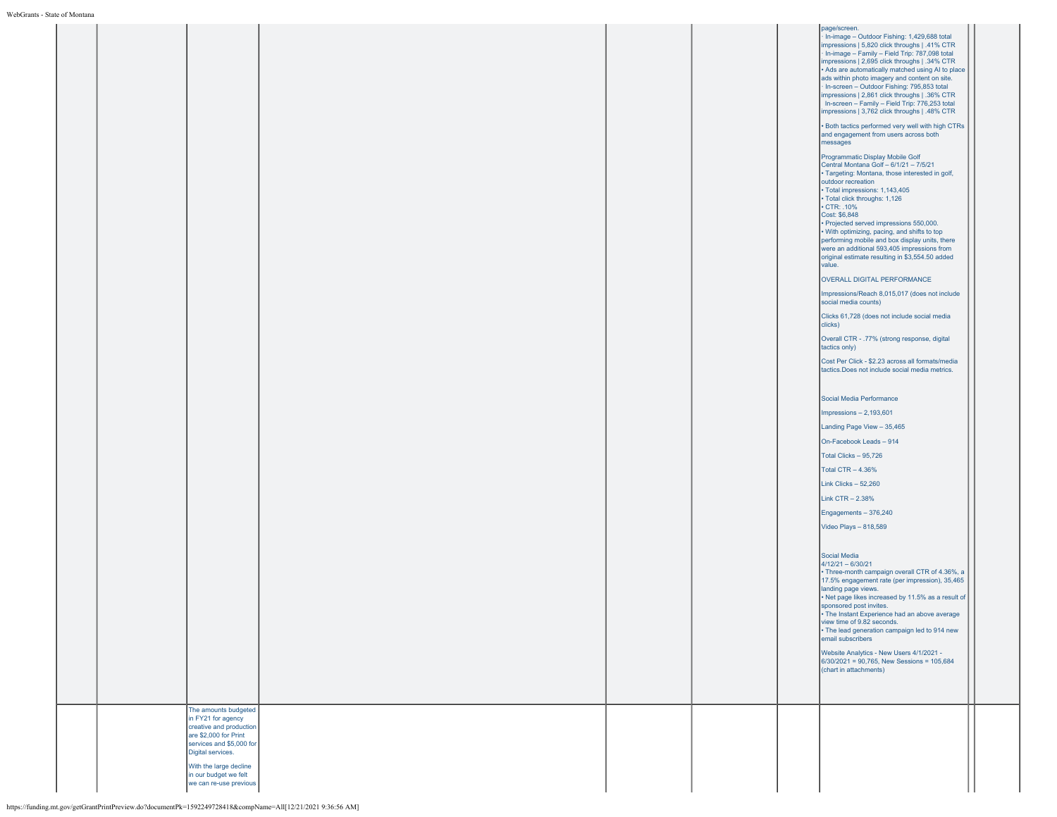| | | | | | | | | | |
|---|---|---|---|---|---|---|---|---|---|
| | | | | | | | page/screen.<br>· In-image – Outdoor Fishing: 1,429,688 total impressions \| 5,820 click throughs \| .41% CTR<br>· In-image – Family – Field Trip: 787,098 total impressions \| 2,695 click throughs \| .34% CTR<br>• Ads are automatically matched using AI to place ads within photo imagery and content on site.<br>· In-screen – Outdoor Fishing: 795,853 total impressions \| 2,861 click throughs \| .36% CTR<br>· In-screen – Family – Field Trip: 776,253 total impressions \| 3,762 click throughs \| .48% CTR<br><br>• Both tactics performed very well with high CTRs and engagement from users across both messages<br><br>Programmatic Display Mobile Golf<br>Central Montana Golf – 6/1/21 – 7/5/21<br>• Targeting: Montana, those interested in golf, outdoor recreation<br>• Total impressions: 1,143,405<br>• Total click throughs: 1,126<br>• CTR: .10%<br>Cost: $6,848<br>• Projected served impressions 550,000.<br>• With optimizing, pacing, and shifts to top performing mobile and box display units, there were an additional 593,405 impressions from original estimate resulting in $3,554.50 added value.<br><br>OVERALL DIGITAL PERFORMANCE<br><br>Impressions/Reach 8,015,017 (does not include social media counts)<br><br>Clicks 61,728 (does not include social media clicks)<br><br>Overall CTR - .77% (strong response, digital tactics only)<br><br>Cost Per Click - $2.23 across all formats/media tactics.Does not include social media metrics.<br><br>Social Media Performance<br><br>Impressions – 2,193,601<br><br>Landing Page View – 35,465<br><br>On-Facebook Leads – 914<br><br>Total Clicks – 95,726<br><br>Total CTR – 4.36%<br><br>Link Clicks – 52,260<br><br>Link CTR – 2.38%<br><br>Engagements – 376,240<br><br>Video Plays – 818,589<br><br>Social Media<br>4/12/21 – 6/30/21<br>• Three-month campaign overall CTR of 4.36%, a 17.5% engagement rate (per impression), 35,465 landing page views.<br>• Net page likes increased by 11.5% as a result of sponsored post invites.<br>• The Instant Experience had an above average view time of 9.82 seconds.<br>• The lead generation campaign led to 914 new email subscribers<br><br>Website Analytics - New Users 4/1/2021 - 6/30/2021 = 90,765, New Sessions = 105,684 (chart in attachments) | | |
| | | The amounts budgeted in FY21 for agency creative and production are $2,000 for Print services and $5,000 for Digital services.<br><br>With the large decline in our budget we felt we can re-use previous | | | | | | | |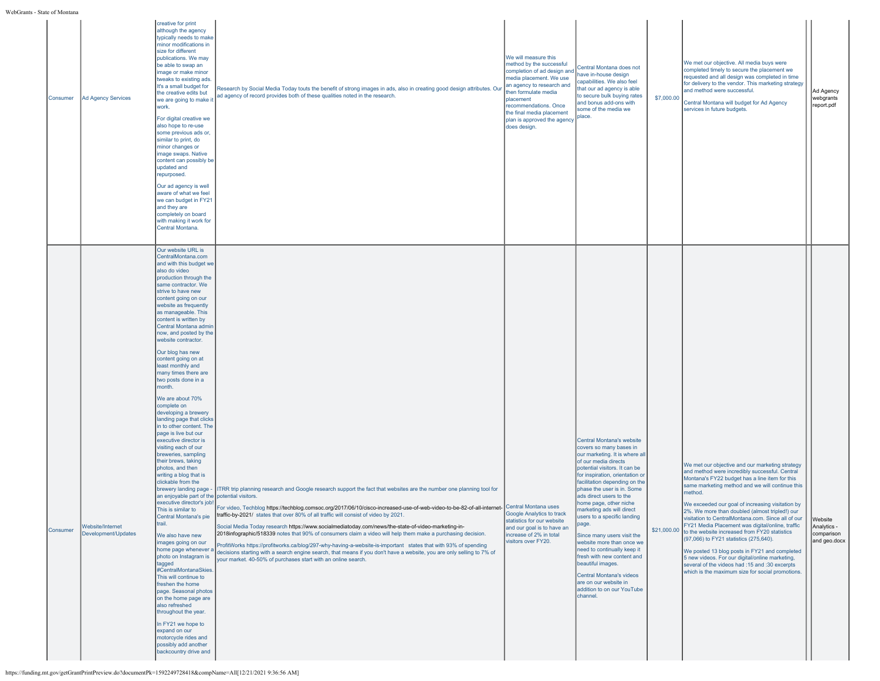| | | | | | | | | | |
|---|---|---|---|---|---|---|---|---|---|
| Consumer | Ad Agency Services | creative for print although the agency typically needs to make minor modifications in size for different publications. We may be able to swap an image or make minor tweaks to existing ads. It's a small budget for the creative edits but we are going to make it work.<br><br>For digital creative we also hope to re-use some previous ads or, similar to print, do minor changes or image swaps. Native content can possibly be updated and repurposed.<br><br>Our ad agency is well aware of what we feel we can budget in FY21 and they are completely on board with making it work for Central Montana. | Research by Social Media Today touts the benefit of strong images in ads, also in creating good design attributes. Our ad agency of record provides both of these qualities noted in the research. | We will measure this method by the successful completion of ad design and media placement. We use an agency to research and then formulate media placement recommendations. Once the final media placement plan is approved the agency does design. | Central Montana does not have in-house design capabilities. We also feel that our ad agency is able to secure bulk buying rates and bonus add-ons with some of the media we place. | $7,000.00 | We met our objective. All media buys were completed timely to secure the placement we requested and all design was completed in time for delivery to the vendor. This marketing strategy and method were successful.<br><br>Central Montana will budget for Ad Agency services in future budgets. | | Ad Agency webgrants report.pdf |
| Consumer | Website/Internet Development/Updates | Our website URL is CentralMontana.com and with this budget we also do video production through the same contractor. We strive to have new content going on our website as frequently as manageable. This content is written by Central Montana admin now, and posted by the website contractor.<br><br>Our blog has new content going on at least monthly and many times there are two posts done in a month.<br><br>We are about 70% complete on developing a brewery landing page that clicks in to other content. The page is live but our executive director is visiting each of our breweries, sampling their brews, taking photos, and then writing a blog that is clickable from the brewery landing page - an enjoyable part of the executive director's job! This is similar to Central Montana's pie trail.<br><br>We also have new images going on our home page whenever a photo on Instagram is tagged #CentralMontanaSkies. This will continue to freshen the home page. Seasonal photos on the home page are also refreshed throughout the year.<br><br>In FY21 we hope to expand on our motorcycle rides and possibly add another backcountry drive and | ITRR trip planning research and Google research support the fact that websites are the number one planning tool for potential visitors.<br><br>For video, Techblog https://techblog.comsoc.org/2017/06/10/cisco-increased-use-of-web-video-to-be-82-of-all-internet-traffic-by-2021/ states that over 80% of all traffic will consist of video by 2021.<br><br>Social Media Today research https://www.socialmediatoday.com/news/the-state-of-video-marketing-in-2018infographic/518339 notes that 90% of consumers claim a video will help them make a purchasing decision.<br><br>ProfitWorks https://profitworks.ca/blog/297-why-having-a-website-is-important states that with 93% of spending decisions starting with a search engine search, that means if you don't have a website, you are only selling to 7% of your market. 40-50% of purchases start with an online search. | Central Montana uses Google Analytics to track statistics for our website and our goal is to have an increase of 2% in total visitors over FY20. | Central Montana's website covers so many bases in our marketing. It is where all of our media directs potential visitors. It can be for inspiration, orientation or facilitation depending on the phase the user is in. Some ads direct users to the home page, other niche marketing ads will direct users to a specific landing page.<br><br>Since many users visit the website more than once we need to continually keep it fresh with new content and beautiful images.<br><br>Central Montana's videos are on our website in addition to on our YouTube channel. | $21,000.00 | We met our objective and our marketing strategy and method were incredibly successful. Central Montana's FY22 budget has a line item for this same marketing method and we will continue this method.<br><br>We exceeded our goal of increasing visitation by 2%. We more than doubled (almost tripled!) our visitation to CentralMontana.com. Since all of our FY21 Media Placement was digital/online, traffic to the website increased from FY20 statistics (97,066) to FY21 statistics (275,640).<br><br>We posted 13 blog posts in FY21 and completed 5 new videos. For our digital/online marketing, several of the videos had :15 and :30 excerpts which is the maximum size for social promotions. | | Website Analytics - comparison and geo.docx |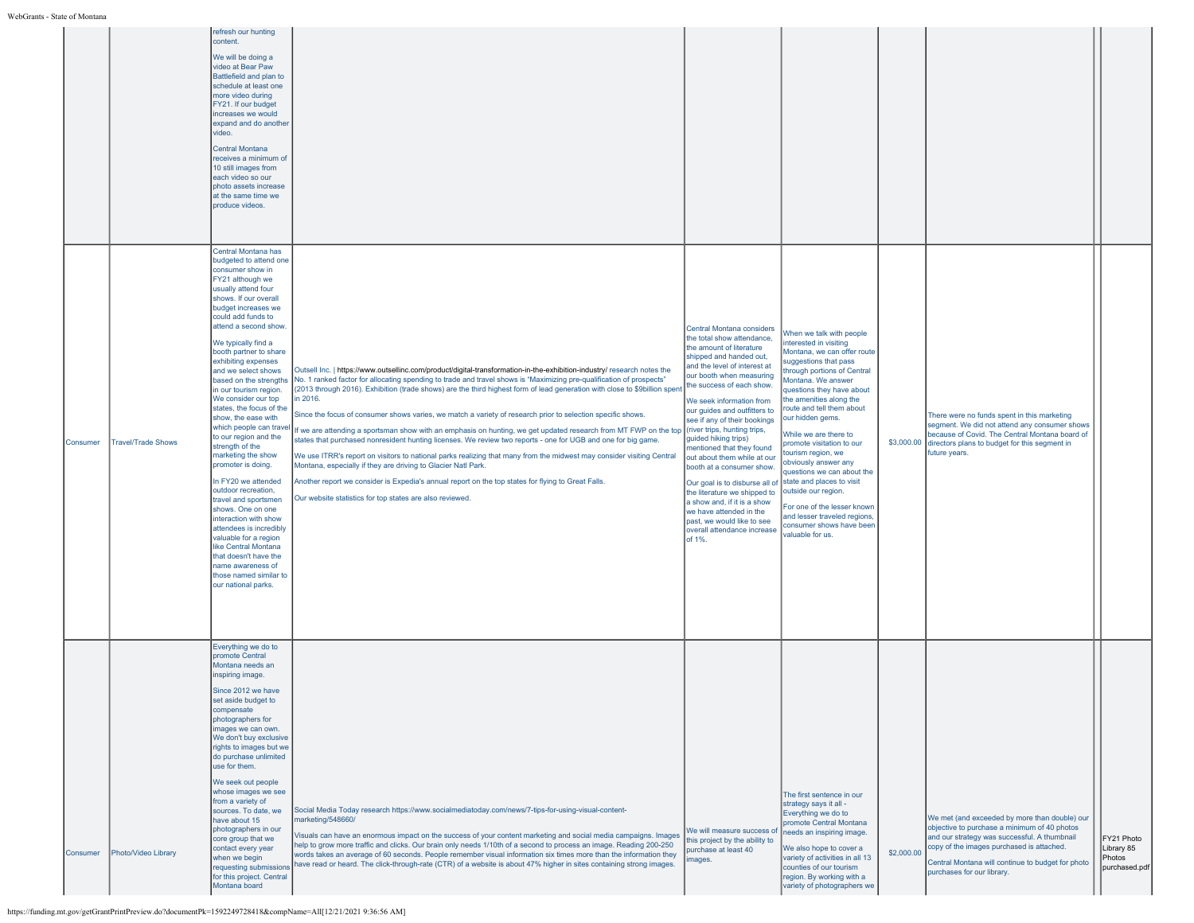| | | | | | | | | | | |
|---|---|---|---|---|---|---|---|---|---|---|
| | | refresh our hunting content.<br><br>We will be doing a video at Bear Paw Battlefield and plan to schedule at least one more video during FY21. If our budget increases we would expand and do another video.<br><br>Central Montana receives a minimum of 10 still images from each video so our photo assets increase at the same time we produce videos. | | | | | | | | |
| Consumer | Travel/Trade Shows | Central Montana has budgeted to attend one consumer show in FY21 although we usually attend four shows. If our overall budget increases we could add funds to attend a second show.<br><br>We typically find a booth partner to share exhibiting expenses and we select shows based on the strengths in our tourism region. We consider our top states, the focus of the show, the ease with which people can travel to our region and the strength of the marketing the show promoter is doing.<br><br>In FY20 we attended outdoor recreation, travel and sportsmen shows. One on one interaction with show attendees is incredibly valuable for a region like Central Montana that doesn't have the name awareness of those named similar to our national parks. | Outsell Inc. \| https://www.outsellinc.com/product/digital-transformation-in-the-exhibition-industry/ research notes the No. 1 ranked factor for allocating spending to trade and travel shows is "Maximizing pre-qualification of prospects" (2013 through 2016). Exhibition (trade shows) are the third highest form of lead generation with close to $9billion spent in 2016.<br><br>Since the focus of consumer shows varies, we match a variety of research prior to selection specific shows.<br><br>If we are attending a sportsman show with an emphasis on hunting, we get updated research from MT FWP on the top states that purchased nonresident hunting licenses. We review two reports - one for UGB and one for big game.<br><br>We use ITRR's report on visitors to national parks realizing that many from the midwest may consider visiting Central Montana, especially if they are driving to Glacier Natl Park.<br><br>Another report we consider is Expedia's annual report on the top states for flying to Great Falls.<br><br>Our website statistics for top states are also reviewed. | Central Montana considers the total show attendance, the amount of literature shipped and handed out, and the level of interest at our booth when measuring the success of each show.<br><br>We seek information from our guides and outfitters to see if any of their bookings (river trips, hunting trips, guided hiking trips) mentioned that they found out about them while at our booth at a consumer show.<br><br>Our goal is to disburse all of the literature we shipped to a show and, if it is a show we have attended in the past, we would like to see overall attendance increase of 1%. | When we talk with people interested in visiting Montana, we can offer route suggestions that pass through portions of Central Montana. We answer questions they have about the amenities along the route and tell them about our hidden gems.<br><br>While we are there to promote visitation to our tourism region, we obviously answer any questions we can about the state and places to visit outside our region.<br><br>For one of the lesser known and lesser traveled regions, consumer shows have been valuable for us. | $3,000.00 | There were no funds spent in this marketing segment. We did not attend any consumer shows because of Covid. The Central Montana board of directors plans to budget for this segment in future years. | | |
| Consumer | Photo/Video Library | Everything we do to promote Central Montana needs an inspiring image.<br><br>Since 2012 we have set aside budget to compensate photographers for images we can own. We don't buy exclusive rights to images but we do purchase unlimited use for them.<br><br>We seek out people whose images we see from a variety of sources. To date, we have about 15 photographers in our core group that we contact every year when we begin requesting submissions for this project. Central Montana board | Social Media Today research https://www.socialmediatoday.com/news/7-tips-for-using-visual-content-marketing/548660/<br><br>Visuals can have an enormous impact on the success of your content marketing and social media campaigns. Images help to grow more traffic and clicks. Our brain only needs 1/10th of a second to process an image. Reading 200-250 words takes an average of 60 seconds. People remember visual information six times more than the information they have read or heard. The click-through-rate (CTR) of a website is about 47% higher in sites containing strong images. | We will measure success of this project by the ability to purchase at least 40 images. | The first sentence in our strategy says it all - Everything we do to promote Central Montana needs an inspiring image.<br><br>We also hope to cover a variety of activities in all 13 counties of our tourism region. By working with a variety of photographers we | $2,000.00 | We met (and exceeded by more than double) our objective to purchase a minimum of 40 photos and our strategy was successful. A thumbnail copy of the images purchased is attached.<br><br>Central Montana will continue to budget for photo purchases for our library. | | FY21 Photo Library 85 Photos purchased.pdf |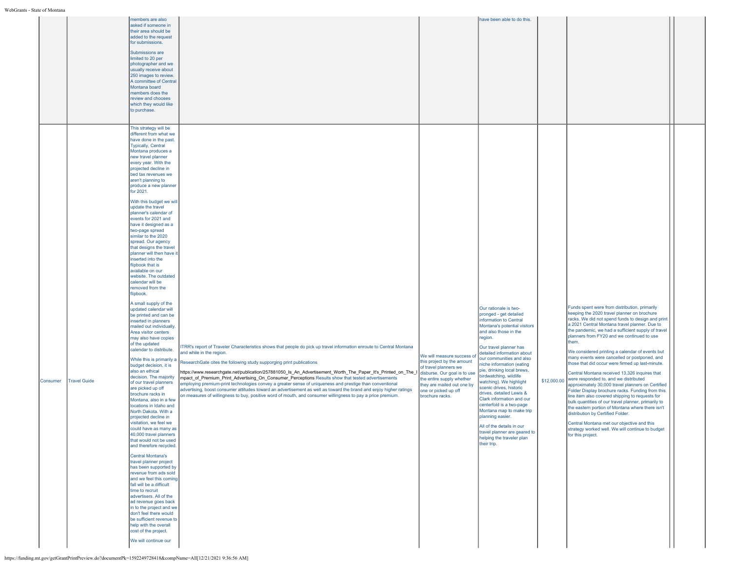| | | | | | | | | | |
|---|---|---|---|---|---|---|---|---|---|
| | | members are also asked if someone in their area should be added to the request for submissions.<br><br>Submissions are limited to 20 per photographer and we usually receive about 250 images to review. A committee of Central Montana board members does the review and chooses which they would like to purchase. | | | have been able to do this. | | | | |
| Consumer | Travel Guide | This strategy will be different from what we have done in the past. Typically, Central Montana produces a new travel planner every year. With the projected decline in bed tax revenues we aren't planning to produce a new planner for 2021.<br><br>With this budget we will update the travel planner's calendar of events for 2021 and have it designed as a two-page spread similar to the 2020 spread. Our agency that designs the travel planner will then have it inserted into the flipbook that is available on our website. The outdated calendar will be removed from the flipbook.<br><br>A small supply of the updated calendar will be printed and can be inserted in planners mailed out individually. Area visitor centers may also have copies of the updated calendar to distribute.<br><br>While this is primarily a budget decision, it is also an ethical decision. The majority of our travel planners are picked up off brochure racks in Montana, also in a few locations in Idaho and North Dakota. With a projected decline in visitation, we feel we could have as many as 40,000 travel planners that would not be used and therefore recycled.<br><br>Central Montana's travel planner project has been supported by revenue from ads sold and we feel this coming fall will be a difficult time to recruit advertisers. All of the ad revenue goes back in to the project and we don't feel there would be sufficient revenue to help with the overall cost of the project.<br><br>We will continue our | ITRR's report of Traveler Characteristics shows that people do pick up travel information enroute to Central Montana and while in the region.<br><br>ResearchGate cites the following study supporging print publications<br><br>https://www.researchgate.net/publication/257881050_Is_An_Advertisement_Worth_The_Paper_It's_Printed_on_The_Impact_of_Premium_Print_Advertising_On_Consumer_Perceptions Results show that tested advertisements employing premium-print technologies convey a greater sense of uniqueness and prestige than conventional advertising, boost consumer attitudes toward an advertisement as well as toward the brand and enjoy higher ratings on measures of willingness to buy, positive word of mouth, and consumer willingness to pay a price premium. | We will measure success of this project by the amount of travel planners we disburse. Our goal is to use the entire supply whether they are mailed out one by one or picked up off brochure racks. | Our rationale is two-pronged - get detailed information to Central Montana's potential visitors and also those in the region.<br><br>Our travel planner has detailed information about our communities and also niche information (eating pie, drinking local brews, birdwatching, wildlife watching). We highlight scenic drives, historic drives, detailed Lewis & Clark information and our centerfold is a two-page Montana map to make trip planning easier.<br><br>All of the details in our travel planner are geared to helping the traveler plan their trip. | $12,000.00 | Funds spent were from distribution, primarily keeping the 2020 travel planner on brochure racks. We did not spend funds to design and print a 2021 Central Montana travel planner. Due to the pandemic, we had a sufficient supply of travel planners from FY20 and we continued to use them.<br><br>We considered printing a calendar of events but many events were cancelled or postponed, and those that did occur were firmed up last-minute.<br><br>Central Montana received 13,326 inquires that were responded to, and we distributed approximately 30,000 travel planners on Certified Folder Display brochure racks. Funding from this line item also covered shipping to requests for bulk quantities of our travel planner, primarily to the eastern portion of Montana where there isn't distribution by Certified Folder.<br><br>Central Montana met our objective and this strategy worked well. We will continue to budget for this project. | | |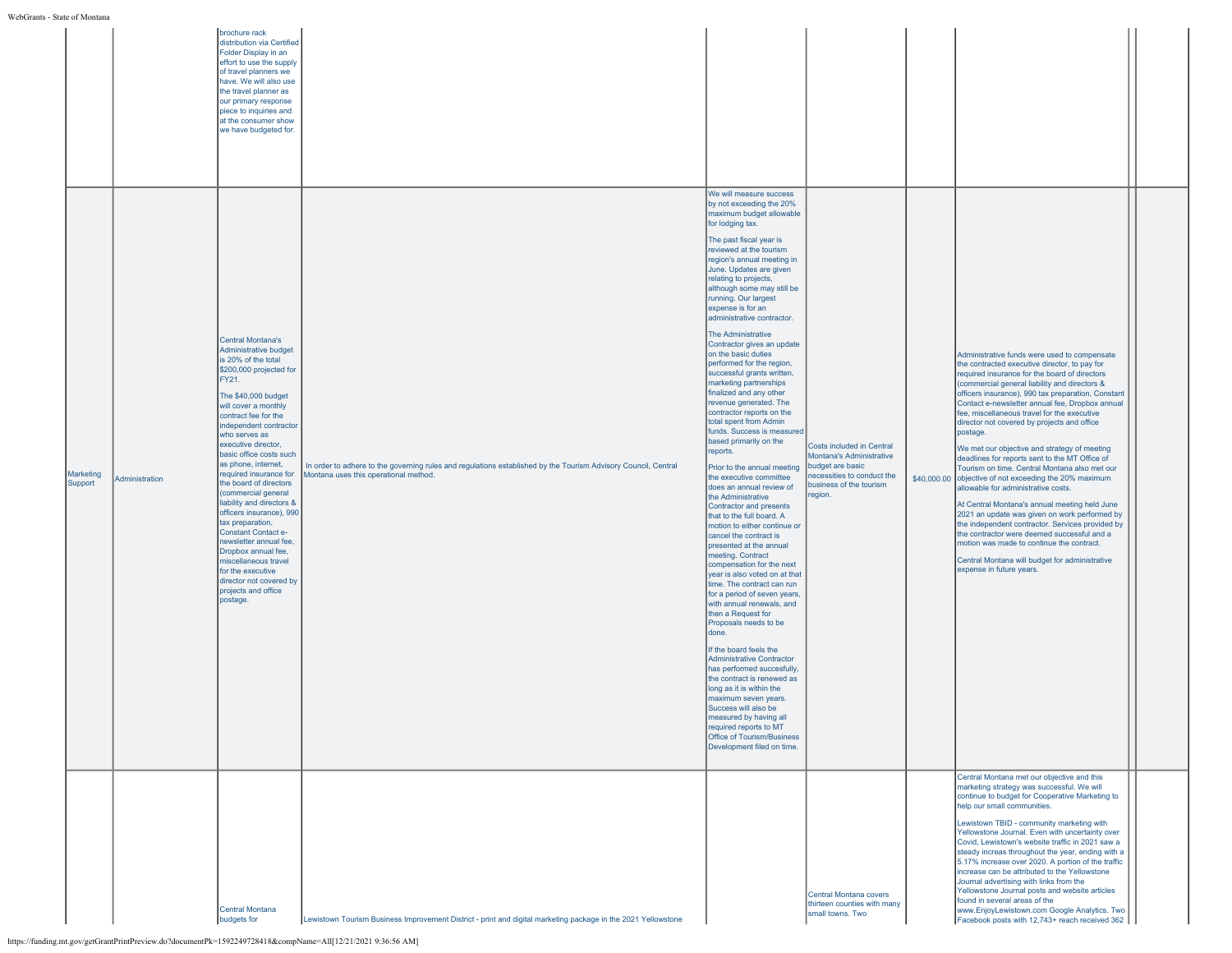| | | | | | | | | | |
|---|---|---|---|---|---|---|---|---|---|
| | | brochure rack distribution via Certified Folder Display in an effort to use the supply of travel planners we have. We will also use the travel planner as our primary response piece to inquiries and at the consumer show we have budgeted for. | | | | | | | |
| Marketing Support | Administration | Central Montana's Administrative budget is 20% of the total $200,000 projected for FY21.<br><br>The $40,000 budget will cover a monthly contract fee for the independent contractor who serves as executive director, basic office costs such as phone, internet, required insurance for the board of directors (commercial general liability and directors & officers insurance), 990 tax preparation, Constant Contact e-newsletter annual fee, Dropbox annual fee, miscellaneous travel for the executive director not covered by projects and office postage. | In order to adhere to the governing rules and regulations established by the Tourism Advisory Council, Central Montana uses this operational method. | We will measure success by not exceeding the 20% maximum budget allowable for lodging tax.<br><br>The past fiscal year is reviewed at the tourism region's annual meeting in June. Updates are given relating to projects, although some may still be running. Our largest expense is for an administrative contractor.<br><br>The Administrative Contractor gives an update on the basic duties performed for the region, successful grants written, marketing partnerships finalized and any other revenue generated. The contractor reports on the total spent from Admin funds. Success is measured based primarily on the reports.<br><br>Prior to the annual meeting the executive committee does an annual review of the Administrative Contractor and presents that to the full board. A motion to either continue or cancel the contract is presented at the annual meeting. Contract compensation for the next year is also voted on at that time. The contract can run for a period of seven years, with annual renewals, and then a Request for Proposals needs to be done.<br><br>If the board feels the Administrative Contractor has performed succesfully, the contract is renewed as long as it is within the maximum seven years. Success will also be measured by having all required reports to MT Office of Tourism/Business Development filed on time. | Costs included in Central Montana's Administrative budget are basic necessities to conduct the business of the tourism region. | $40,000.00 | Administrative funds were used to compensate the contracted executive director, to pay for required insurance for the board of directors (commercial general liability and directors & officers insurance), 990 tax preparation, Constant Contact e-newsletter annual fee, Dropbox annual fee, miscellaneous travel for the executive director not covered by projects and office postage.<br><br>We met our objective and strategy of meeting deadlines for reports sent to the MT Office of Tourism on time. Central Montana also met our objective of not exceeding the 20% maximum allowable for administrative costs.<br><br>At Central Montana's annual meeting held June 2021 an update was given on work performed by the independent contractor. Services provided by the contractor were deemed successful and a motion was made to continue the contract.<br><br>Central Montana will budget for administrative expense in future years. | | |
| | | Central Montana budgets for | Lewistown Tourism Business Improvement District - print and digital marketing package in the 2021 Yellowstone | | Central Montana covers thirteen counties with many small towns. Two | | Central Montana met our objective and this marketing strategy was successful. We will continue to budget for Cooperative Marketing to help our small communities.<br><br>Lewistown TBID - community marketing with Yellowstone Journal. Even with uncertainty over Covid, Lewistown's website traffic in 2021 saw a steady increas throughout the year, ending with a 5.17% increase over 2020. A portion of the traffic increase can be attributed to the Yellowstone Journal advertising with links from the Yellowstone Journal posts and website articles found in several areas of the www.EnjoyLewistown.com Google Analytics. Two Facebook posts with 12,743+ reach received 362 | | |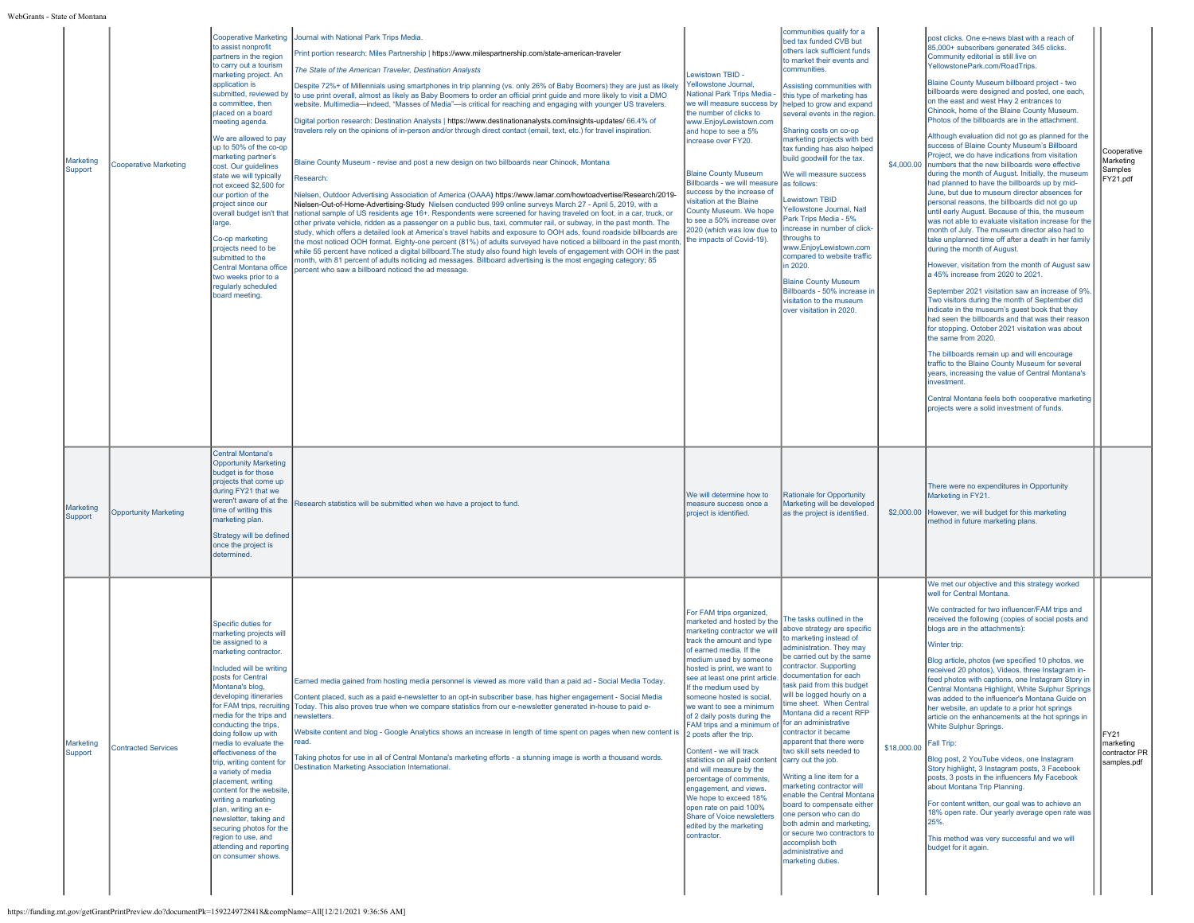| | | | | | | | | | |
|---|---|---|---|---|---|---|---|---|---|
| Marketing Support | Cooperative Marketing | Cooperative Marketing to assist nonprofit partners in the region to carry out a tourism marketing project. An application is submitted, reviewed by a committee, then placed on a board meeting agenda.<br><br>We are allowed to pay up to 50% of the co-op marketing partner's cost. Our guidelines state we will typically not exceed $2,500 for our portion of the project since our overall budget isn't that large.<br><br>Co-op marketing projects need to be submitted to the Central Montana office two weeks prior to a regularly scheduled board meeting. | Journal with National Park Trips Media.<br><br>Print portion research: Miles Partnership \| https://www.milespartnership.com/state-american-traveler<br><br>*The State of the American Traveler, Destination Analysts*<br><br>Despite 72%+ of Millennials using smartphones in trip planning (vs. only 26% of Baby Boomers) they are just as likely to use print overall, almost as likely as Baby Boomers to order an official print guide and more likely to visit a DMO website. Multimedia—indeed, "Masses of Media"—is critical for reaching and engaging with younger US travelers.<br><br>Digital portion research: Destination Analysts \| https://www.destinationanalysts.com/insights-updates/ 66.4% of travelers rely on the opinions of in-person and/or through direct contact (email, text, etc.) for travel inspiration.<br><br>Blaine County Museum - revise and post a new design on two billboards near Chinook, Montana<br><br>Research:<br><br>Nielsen, Outdoor Advertising Association of America (OAAA) https://www.lamar.com/howtoadvertise/Research/2019-Nielsen-Out-of-Home-Advertising-Study Nielsen conducted 999 online surveys March 27 - April 5, 2019, with a national sample of US residents age 16+. Respondents were screened for having traveled on foot, in a car, truck, or other private vehicle, ridden as a passenger on a public bus, taxi, commuter rail, or subway, in the past month. The study, which offers a detailed look at America's travel habits and exposure to OOH ads, found roadside billboards are the most noticed OOH format. Eighty-one percent (81%) of adults surveyed have noticed a billboard in the past month, while 55 percent have noticed a digital billboard.The study also found high levels of engagement with OOH in the past month, with 81 percent of adults noticing ad messages. Billboard advertising is the most engaging category; 85 percent who saw a billboard noticed the ad message. | Lewistown TBID - Yellowstone Journal, National Park Trips Media - we will measure success by the number of clicks to www.EnjoyLewistown.com and hope to see a 5% increase over FY20.<br><br>Blaine County Museum Billboards - we will measure success by the increase of visitation at the Blaine County Museum. We hope to see a 50% increase over 2020 (which was low due to the impacts of Covid-19). | communities qualify for a bed tax funded CVB but others lack sufficient funds to market their events and communities.<br><br>Assisting communities with this type of marketing has helped to grow and expand several events in the region.<br><br>Sharing costs on co-op marketing projects with bed tax funding has also helped build goodwill for the tax.<br><br>We will measure success as follows:<br><br>Lewistown TBID Yellowstone Journal, Natl Park Trips Media - 5% increase in number of click-throughs to www.EnjoyLewistown.com compared to website traffic in 2020.<br><br>Blaine County Museum Billboards - 50% increase in visitation to the museum over visitation in 2020. | $4,000.00 | post clicks. One e-news blast with a reach of 85,000+ subscribers generated 345 clicks. Community editorial is still live on YellowstonePark.com/RoadTrips.<br><br>Blaine County Museum billboard project - two billboards were designed and posted, one each, on the east and west Hwy 2 entrances to Chinook, home of the Blaine County Museum. Photos of the billboards are in the attachment.<br><br>Although evaluation did not go as planned for the success of Blaine County Museum's Billboard Project, we do have indications from visitation numbers that the new billboards were effective during the month of August. Initially, the museum had planned to have the billboards up by mid-June, but due to museum director absences for personal reasons, the billboards did not go up until early August. Because of this, the museum was not able to evaluate visitation increase for the month of July. The museum director also had to take unplanned time off after a death in her family during the month of August.<br><br>However, visitation from the month of August saw a 45% increase from 2020 to 2021.<br><br>September 2021 visitation saw an increase of 9%. Two visitors during the month of September did indicate in the museum's guest book that they had seen the billboards and that was their reason for stopping. October 2021 visitation was about the same from 2020.<br><br>The billboards remain up and will encourage traffic to the Blaine County Museum for several years, increasing the value of Central Montana's investment.<br><br>Central Montana feels both cooperative marketing projects were a solid investment of funds. | | Cooperative Marketing Samples FY21.pdf |
| Marketing Support | Opportunity Marketing | Central Montana's Opportunity Marketing budget is for those projects that come up during FY21 that we weren't aware of at the time of writing this marketing plan.<br><br>Strategy will be defined once the project is determined. | Research statistics will be submitted when we have a project to fund. | We will determine how to measure success once a project is identified. | Rationale for Opportunity Marketing will be developed as the project is identified. | $2,000.00 | There were no expenditures in Opportunity Marketing in FY21.<br><br>However, we will budget for this marketing method in future marketing plans. | | |
| Marketing Support | Contracted Services | Specific duties for marketing projects will be assigned to a marketing contractor.<br><br>Included will be writing posts for Central Montana's blog, developing itineraries for FAM trips, recruiting media for the trips and conducting the trips, doing follow up with media to evaluate the effectiveness of the trip, writing content for a variety of media placement, writing content for the website, writing a marketing plan, writing an e-newsletter, taking and securing photos for the region to use, and attending and reporting on consumer shows. | Earned media gained from hosting media personnel is viewed as more valid than a paid ad - Social Media Today.<br><br>Content placed, such as a paid e-newsletter to an opt-in subscriber base, has higher engagement - Social Media Today. This also proves true when we compare statistics from our e-newsletter generated in-house to paid e-newsletters.<br><br>Website content and blog - Google Analytics shows an increase in length of time spent on pages when new content is read.<br><br>Taking photos for use in all of Central Montana's marketing efforts - a stunning image is worth a thousand words. Destination Marketing Association International. | For FAM trips organized, marketed and hosted by the marketing contractor we will track the amount and type of earned media. If the medium used by someone hosted is print, we want to see at least one print article. If the medium used by someone hosted is social, we want to see a minimum of 2 daily posts during the FAM trips and a minimum of 2 posts after the trip.<br><br>Content - we will track statistics on all paid content and will measure by the percentage of comments, engagement, and views. We hope to exceed 18% open rate on paid 100% Share of Voice newsletters edited by the marketing contractor. | The tasks outlined in the above strategy are specific to marketing instead of administration. They may be carried out by the same contractor. Supporting documentation for each task paid from this budget will be logged hourly on a time sheet. When Central Montana did a recent RFP for an administrative contractor it became apparent that there were two skill sets needed to carry out the job.<br><br>Writing a line item for a marketing contractor will enable the Central Montana board to compensate either one person who can do both admin and marketing, or secure two contractors to accomplish both administrative and marketing duties. | $18,000.00 | We met our objective and this strategy worked well for Central Montana.<br><br>We contracted for two influencer/FAM trips and received the following (copies of social posts and blogs are in the attachments):<br><br>Winter trip:<br><br>Blog article, photos (we specified 10 photos, we received 20 photos), Videos, three Instagram in-feed photos with captions, one Instagram Story in Central Montana Highlight, White Sulphur Springs was added to the influencer's Montana Guide on her website, an update to a prior hot springs article on the enhancements at the hot springs in White Sulphur Springs.<br><br>Fall Trip:<br><br>Blog post, 2 YouTube videos, one Instagram Story highlight, 3 Instagram posts, 3 Facebook posts, 3 posts in the influencers My Facebook about Montana Trip Planning.<br><br>For content written, our goal was to achieve an 18% open rate. Our yearly average open rate was 25%.<br><br>This method was very successful and we will budget for it again. | | FY21 marketing contractor PR samples.pdf |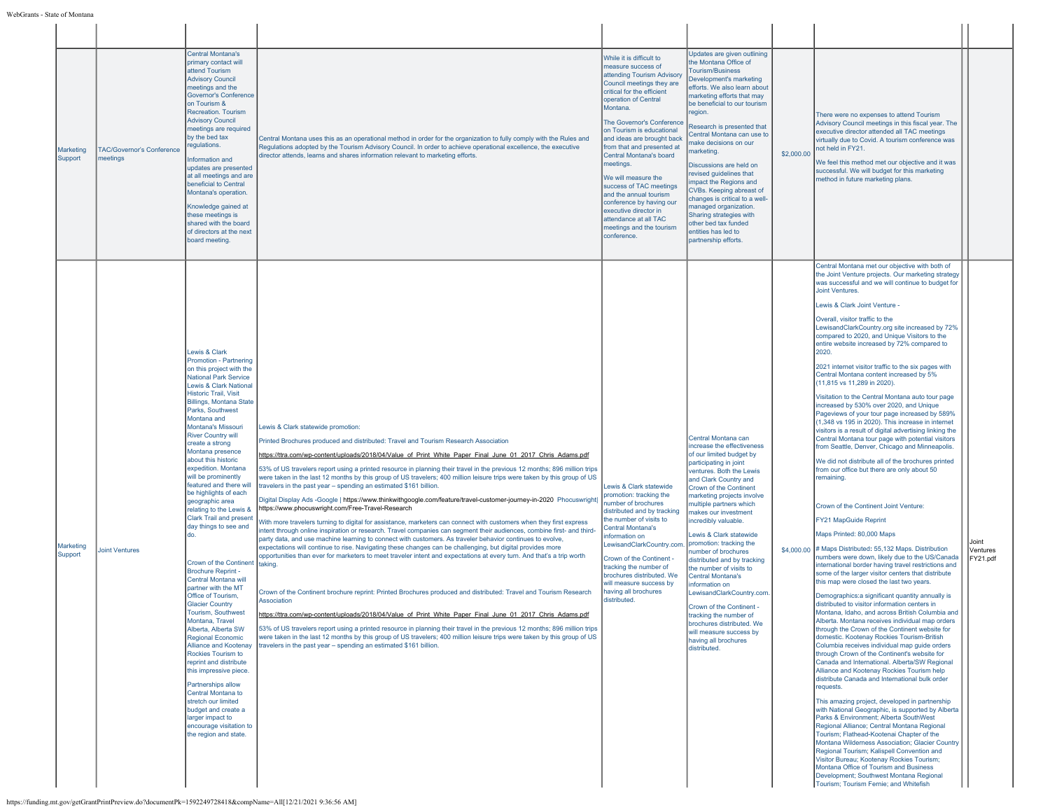| | | | | | | | | | |
|---|---|---|---|---|---|---|---|---|---|
| Marketing Support | TAC/Governor's Conference meetings | Central Montana's primary contact will attend Tourism Advisory Council meetings and the Governor's Conference on Tourism & Recreation. Tourism Advisory Council meetings are required by the bed tax regulations.<br><br>Information and updates are presented at all meetings and are beneficial to Central Montana's operation.<br><br>Knowledge gained at these meetings is shared with the board of directors at the next board meeting. | Central Montana uses this as an operational method in order for the organization to fully comply with the Rules and Regulations adopted by the Tourism Advisory Council. In order to achieve operational excellence, the executive director attends, learns and shares information relevant to marketing efforts. | While it is difficult to measure success of attending Tourism Advisory Council meetings they are critical for the efficient operation of Central Montana.<br><br>The Governor's Conference on Tourism is educational and ideas are brought back from that and presented at Central Montana's board meetings.<br><br>We will measure the success of TAC meetings and the annual tourism conference by having our executive director in attendance at all TAC meetings and the tourism conference. | Updates are given outlining the Montana Office of Tourism/Business Development's marketing efforts. We also learn about marketing efforts that may be beneficial to our tourism region.<br><br>Research is presented that Central Montana can use to make decisions on our marketing.<br><br>Discussions are held on revised guidelines that impact the Regions and CVBs. Keeping abreast of changes is critical to a well-managed organization. Sharing strategies with other bed tax funded entities has led to partnership efforts. | $2,000.00 | There were no expenses to attend Tourism Advisory Council meetings in this fiscal year. The executive director attended all TAC meetings virtually due to Covid. A tourism conference was not held in FY21.<br><br>We feel this method met our objective and it was successful. We will budget for this marketing method in future marketing plans. | | |
| Marketing Support | Joint Ventures | Lewis & Clark Promotion - Partnering on this project with the National Park Service Lewis & Clark National Historic Trail, Visit Billings, Montana State Parks, Southwest Montana and Montana's Missouri River Country will create a strong Montana presence about this historic expedition. Montana will be prominently featured and there will be highlights of each geographic area relating to the Lewis & Clark Trail and present day things to see and do.<br><br>Crown of the Continent Brochure Reprint - Central Montana will partner with the MT Office of Tourism, Glacier Country Tourism, Southwest Montana, Travel Alberta, Alberta SW Regional Economic Alliance and Kootenay Rockies Tourism to reprint and distribute this impressive piece.<br><br>Partnerships allow Central Montana to stretch our limited budget and create a larger impact to encourage visitation to the region and state. | Lewis & Clark statewide promotion:<br><br>Printed Brochures produced and distributed: Travel and Tourism Research Association<br><br>https://ttra.com/wp-content/uploads/2018/04/Value_of_Print_White_Paper_Final_June_01_2017_Chris_Adams.pdf<br><br>53% of US travelers report using a printed resource in planning their travel in the previous 12 months; 896 million trips were taken in the last 12 months by this group of US travelers; 400 million leisure trips were taken by this group of US travelers in the past year – spending an estimated $161 billion.<br><br>Digital Display Ads -Google \| https://www.thinkwithgoogle.com/feature/travel-customer-journey-in-2020 Phocuswright\| https://www.phocuswright.com/Free-Travel-Research<br><br>With more travelers turning to digital for assistance, marketers can connect with customers when they first express intent through online inspiration or research. Travel companies can segment their audiences, combine first- and third-party data, and use machine learning to connect with customers. As traveler behavior continues to evolve, expectations will continue to rise. Navigating these changes can be challenging, but digital provides more opportunities than ever for marketers to meet traveler intent and expectations at every turn. And that's a trip worth taking.<br><br>Crown of the Continent brochure reprint: Printed Brochures produced and distributed: Travel and Tourism Research Association<br><br>https://ttra.com/wp-content/uploads/2018/04/Value_of_Print_White_Paper_Final_June_01_2017_Chris_Adams.pdf<br><br>53% of US travelers report using a printed resource in planning their travel in the previous 12 months; 896 million trips were taken in the last 12 months by this group of US travelers; 400 million leisure trips were taken by this group of US travelers in the past year – spending an estimated $161 billion. | Lewis & Clark statewide promotion: tracking the number of brochures distributed and by tracking the number of visits to Central Montana's information on LewisandClarkCountry.com.<br><br>Crown of the Continent - tracking the number of brochures distributed. We will measure success by having all brochures distributed. | Central Montana can increase the effectiveness of our limited budget by participating in joint ventures. Both the Lewis and Clark Country and Crown of the Continent marketing projects involve multiple partners which makes our investment incredibly valuable.<br><br>Lewis & Clark statewide promotion: tracking the number of brochures distributed and by tracking the number of visits to Central Montana's information on LewisandClarkCountry.com.<br><br>Crown of the Continent - tracking the number of brochures distributed. We will measure success by having all brochures distributed. | $4,000.00 | Central Montana met our objective with both of the Joint Venture projects. Our marketing strategy was successful and we will continue to budget for Joint Ventures.<br><br>Lewis & Clark Joint Venture -<br><br>Overall, visitor traffic to the LewisandClarkCountry.org site increased by 72% compared to 2020, and Unique Visitors to the entire website increased by 72% compared to 2020.<br><br>2021 internet visitor traffic to the six pages with Central Montana content increased by 5% (11,815 vs 11,289 in 2020).<br><br>Visitation to the Central Montana auto tour page increased by 530% over 2020, and Unique Pageviews of your tour page increased by 589% (1,348 vs 195 in 2020). This increase in internet visitors is a result of digital advertising linking the Central Montana tour page with potential visitors from Seattle, Denver, Chicago and Minneapolis.<br><br>We did not distribute all of the brochures printed from our office but there are only about 50 remaining.<br><br>Crown of the Continent Joint Venture:<br><br>FY21 MapGuide Reprint<br><br>Maps Printed: 80,000 Maps<br><br># Maps Distributed: 55,132 Maps. Distribution numbers were down, likely due to the US/Canada international border having travel restrictions and some of the larger visitor centers that distribute this map were closed the last two years.<br><br>Demographics:a significant quantity annually is distributed to visitor information centers in Montana, Idaho, and across British Columbia and Alberta. Montana receives individual map orders through the Crown of the Continent website for domestic. Kootenay Rockies Tourism-British Columbia receives individual map guide orders through Crown of the Continent's website for Canada and International. Alberta/SW Regional Alliance and Kootenay Rockies Tourism help distribute Canada and International bulk order requests.<br><br>This amazing project, developed in partnership with National Geographic, is supported by Alberta Parks & Environment; Alberta SouthWest Regional Alliance; Central Montana Regional Tourism; Flathead-Kootenai Chapter of the Montana Wilderness Association; Glacier Country Regional Tourism; Kalispell Convention and Visitor Bureau; Kootenay Rockies Tourism; Montana Office of Tourism and Business Development; Southwest Montana Regional Tourism; Tourism Fernie; and Whitefish | | Joint Ventures FY21.pdf |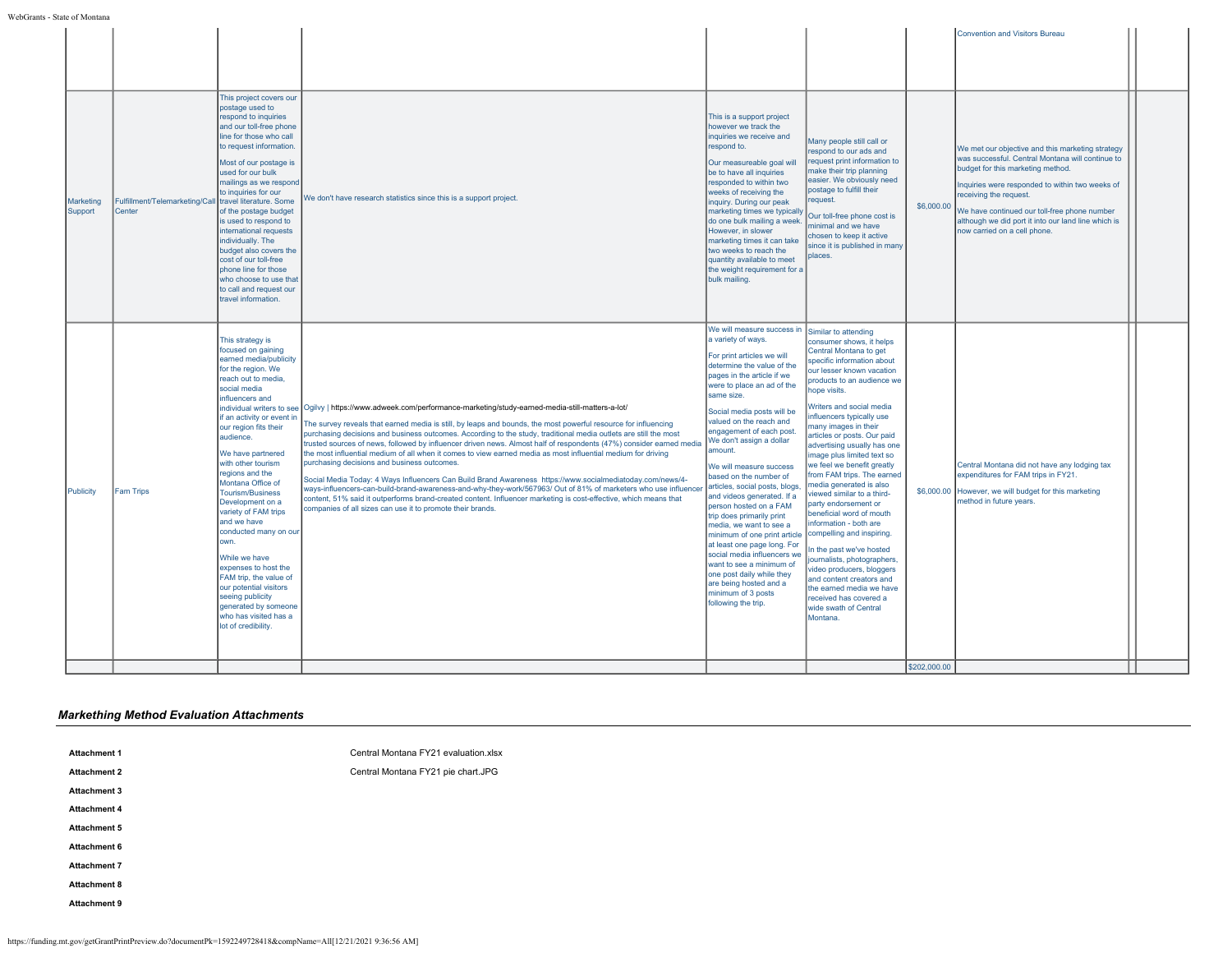| | | | | | | | | | |
|---|---|---|---|---|---|---|---|---|---|
| | | | | | | | Convention and Visitors Bureau | | |
| Marketing Support | Fulfillment/Telemarketing/Call Center | This project covers our postage used to respond to inquiries and our toll-free phone line for those who call to request information.<br><br>Most of our postage is used for our bulk mailings as we respond to inquiries for our travel literature. Some of the postage budget is used to respond to international requests individually. The budget also covers the cost of our toll-free phone line for those who choose to use that to call and request our travel information. | We don't have research statistics since this is a support project. | This is a support project however we track the inquiries we receive and respond to.<br><br>Our measureable goal will be to have all inquiries responded to within two weeks of receiving the inquiry. During our peak marketing times we typically do one bulk mailing a week. However, in slower marketing times it can take two weeks to reach the quantity available to meet the weight requirement for a bulk mailing. | Many people still call or respond to our ads and request print information to make their trip planning easier. We obviously need postage to fulfill their request.<br><br>Our toll-free phone cost is minimal and we have chosen to keep it active since it is published in many places. | $6,000.00 | We met our objective and this marketing strategy was successful. Central Montana will continue to budget for this marketing method.<br><br>Inquiries were responded to within two weeks of receiving the request.<br><br>We have continued our toll-free phone number although we did port it into our land line which is now carried on a cell phone. | | |
| Publicity | Fam Trips | This strategy is focused on gaining earned media/publicity for the region. We reach out to media, social media influencers and individual writers to see if an activity or event in our region fits their audience.<br><br>We have partnered with other tourism regions and the Montana Office of Tourism/Business Development on a variety of FAM trips and we have conducted many on our own.<br><br>While we have expenses to host the FAM trip, the value of our potential visitors seeing publicity generated by someone who has visited has a lot of credibility. | Ogilvy \| https://www.adweek.com/performance-marketing/study-earned-media-still-matters-a-lot/<br><br>The survey reveals that earned media is still, by leaps and bounds, the most powerful resource for influencing purchasing decisions and business outcomes. According to the study, traditional media outlets are still the most trusted sources of news, followed by influencer driven news. Almost half of respondents (47%) consider earned media the most influential medium of all when it comes to view earned media as most influential medium for driving purchasing decisions and business outcomes.<br><br>Social Media Today: 4 Ways Influencers Can Build Brand Awareness https://www.socialmediatoday.com/news/4-ways-influencers-can-build-brand-awareness-and-why-they-work/567963/ Out of 81% of marketers who use influencer content, 51% said it outperforms brand-created content. Influencer marketing is cost-effective, which means that companies of all sizes can use it to promote their brands. | We will measure success in a variety of ways.<br><br>For print articles we will determine the value of the pages in the article if we were to place an ad of the same size.<br><br>Social media posts will be valued on the reach and engagement of each post. We don't assign a dollar amount.<br><br>We will measure success based on the number of articles, social posts, blogs, and videos generated. If a person hosted on a FAM trip does primarily print media, we want to see a minimum of one print article at least one page long. For social media influencers we want to see a minimum of one post daily while they are being hosted and a minimum of 3 posts following the trip. | Similar to attending consumer shows, it helps Central Montana to get specific information about our lesser known vacation products to an audience we hope visits.<br><br>Writers and social media influencers typically use many images in their articles or posts. Our paid advertising usually has one image plus limited text so we feel we benefit greatly from FAM trips. The earned media generated is also viewed similar to a third-party endorsement or beneficial word of mouth information - both are compelling and inspiring.<br><br>In the past we've hosted journalists, photographers, video producers, bloggers and content creators and the earned media we have received has covered a wide swath of Central Montana. | $6,000.00 | Central Montana did not have any lodging tax expenditures for FAM trips in FY21.<br><br>However, we will budget for this marketing method in future years. | | |
| | | | | | | $202,000.00 | | | |

## *Markething Method Evaluation Attachments*

| | |
|---|---|
| **Attachment 1** | Central Montana FY21 evaluation.xlsx |
| **Attachment 2** | Central Montana FY21 pie chart.JPG |
| **Attachment 3** | |
| **Attachment 4** | |
| **Attachment 5** | |
| **Attachment 6** | |
| **Attachment 7** | |
| **Attachment 8** | |
| **Attachment 9** | |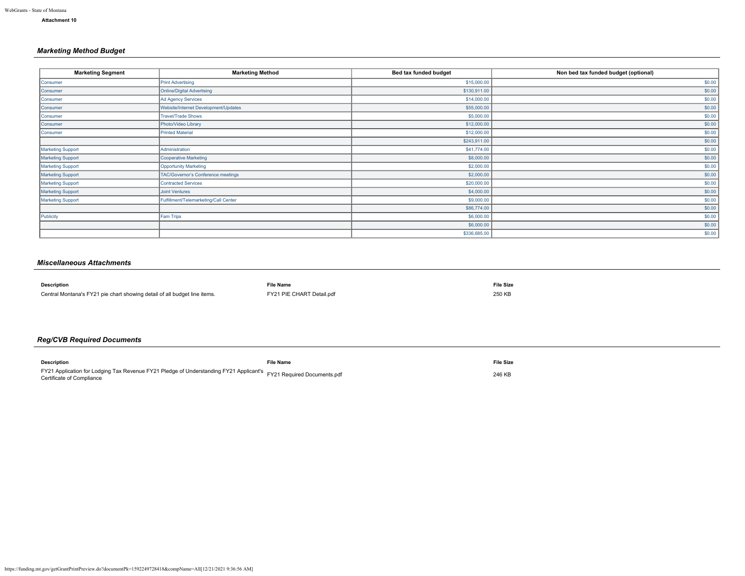**Attachment 10**

## *Marketing Method Budget*

| Marketing Segment | Marketing Method | Bed tax funded budget | Non bed tax funded budget (optional) |
|---|---|---|---|
| Consumer | Print Advertising | $15,000.00 | $0.00 |
| Consumer | Online/Digital Advertising | $130,911.00 | $0.00 |
| Consumer | Ad Agency Services | $14,000.00 | $0.00 |
| Consumer | Website/Internet Development/Updates | $55,000.00 | $0.00 |
| Consumer | Travel/Trade Shows | $5,000.00 | $0.00 |
| Consumer | Photo/Video Library | $12,000.00 | $0.00 |
| Consumer | Printed Material | $12,000.00 | $0.00 |
| | | $243,911.00 | $0.00 |
| Marketing Support | Administration | $41,774.00 | $0.00 |
| Marketing Support | Cooperative Marketing | $8,000.00 | $0.00 |
| Marketing Support | Opportunity Marketing | $2,000.00 | $0.00 |
| Marketing Support | TAC/Governor's Conference meetings | $2,000.00 | $0.00 |
| Marketing Support | Contracted Services | $20,000.00 | $0.00 |
| Marketing Support | Joint Ventures | $4,000.00 | $0.00 |
| Marketing Support | Fulfillment/Telemarketing/Call Center | $9,000.00 | $0.00 |
| | | $86,774.00 | $0.00 |
| Publicity | Fam Trips | $6,000.00 | $0.00 |
| | | $6,000.00 | $0.00 |
| | | $336,685.00 | $0.00 |

## *Miscellaneous Attachments*

| Description | File Name | File Size |
|---|---|---|
| Central Montana's FY21 pie chart showing detail of all budget line items. | FY21 PIE CHART Detail.pdf | 250 KB |

## *Reg/CVB Required Documents*

| Description | File Name | File Size |
|---|---|---|
| FY21 Application for Lodging Tax Revenue FY21 Pledge of Understanding FY21 Applicant's Certificate of Compliance | FY21 Required Documents.pdf | 246 KB |